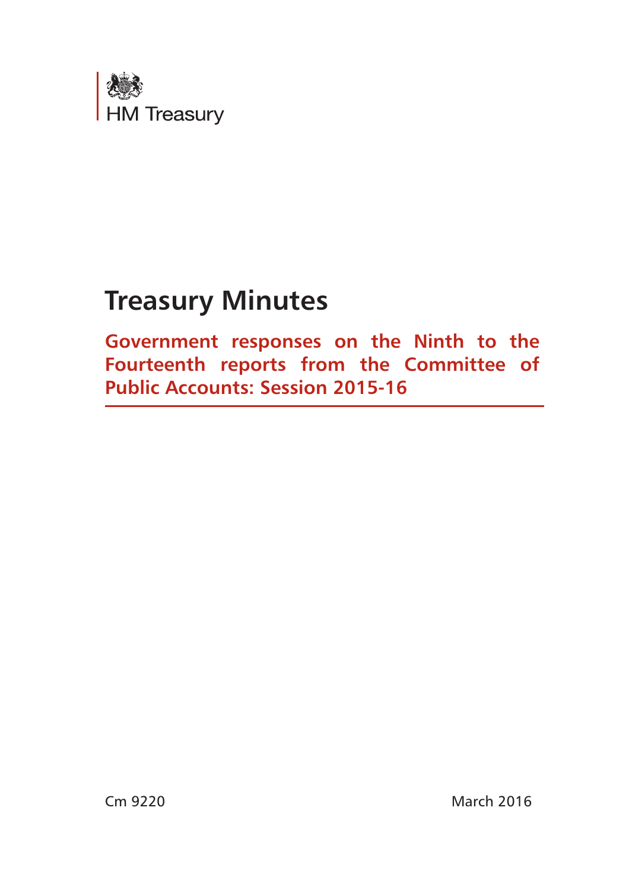HM Treasury

# Treasury Minutes

## Government responses on the Ninth to the Fourteenth reports from the Committee of Public Accounts: Session 2015-16

Cm 9220

March 2016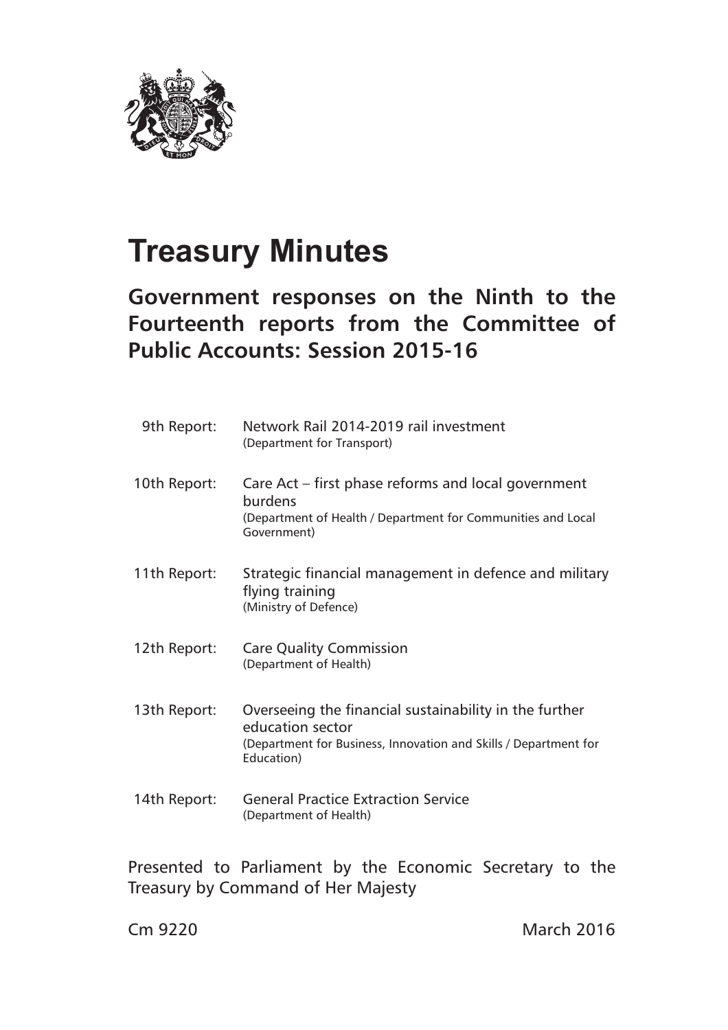# Treasury Minutes

## Government responses on the Ninth to the Fourteenth reports from the Committee of Public Accounts: Session 2015-16

| | |
|---|---|
| 9th Report: | Network Rail 2014-2019 rail investment (Department for Transport) |
| 10th Report: | Care Act – first phase reforms and local government burdens (Department of Health / Department for Communities and Local Government) |
| 11th Report: | Strategic financial management in defence and military flying training (Ministry of Defence) |
| 12th Report: | Care Quality Commission (Department of Health) |
| 13th Report: | Overseeing the financial sustainability in the further education sector (Department for Business, Innovation and Skills / Department for Education) |
| 14th Report: | General Practice Extraction Service (Department of Health) |

Presented to Parliament by the Economic Secretary to the Treasury by Command of Her Majesty

Cm 9220 March 2016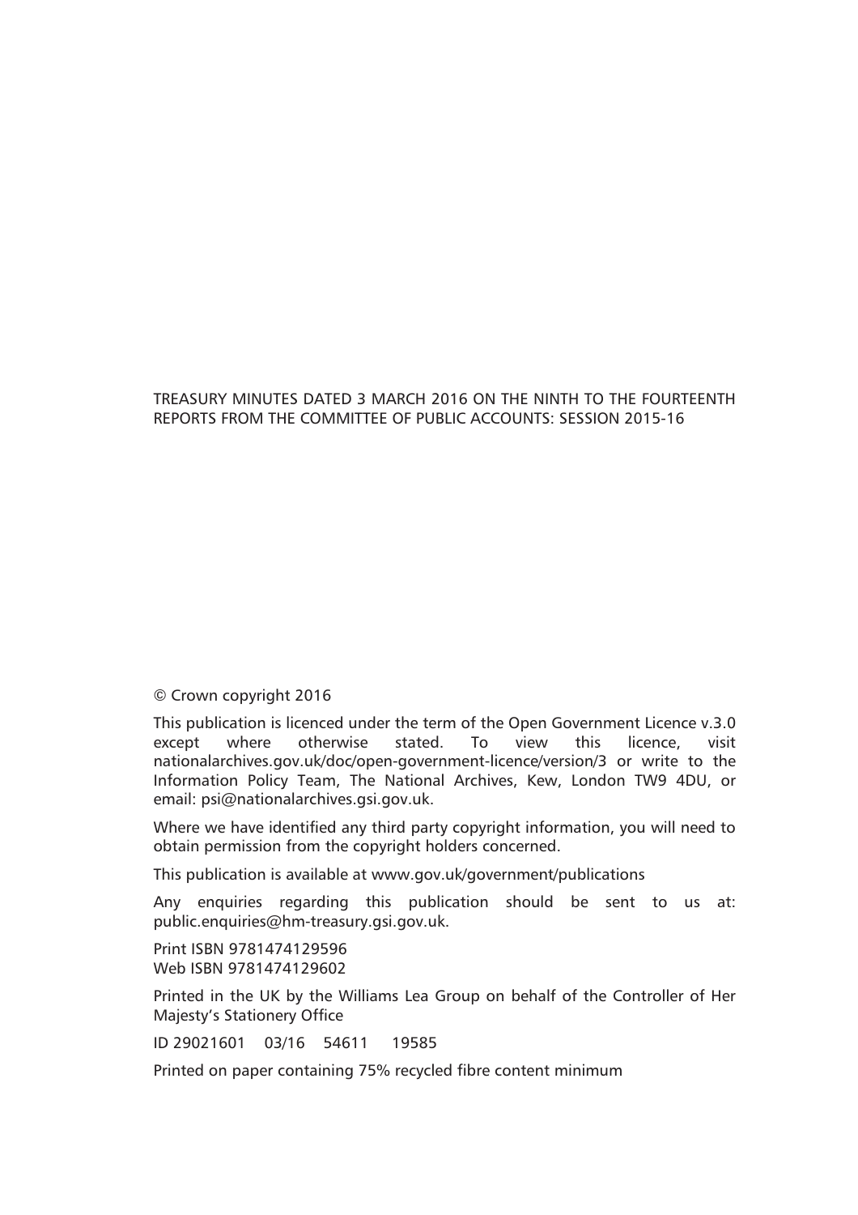TREASURY MINUTES DATED 3 MARCH 2016 ON THE NINTH TO THE FOURTEENTH REPORTS FROM THE COMMITTEE OF PUBLIC ACCOUNTS: SESSION 2015-16

© Crown copyright 2016

This publication is licenced under the term of the Open Government Licence v.3.0 except where otherwise stated. To view this licence, visit nationalarchives.gov.uk/doc/open-government-licence/version/3 or write to the Information Policy Team, The National Archives, Kew, London TW9 4DU, or email: psi@nationalarchives.gsi.gov.uk.

Where we have identified any third party copyright information, you will need to obtain permission from the copyright holders concerned.

This publication is available at www.gov.uk/government/publications

Any enquiries regarding this publication should be sent to us at: public.enquiries@hm-treasury.gsi.gov.uk.

Print ISBN 9781474129596
Web ISBN 9781474129602

Printed in the UK by the Williams Lea Group on behalf of the Controller of Her Majesty's Stationery Office

ID 29021601 03/16 54611 19585

Printed on paper containing 75% recycled fibre content minimum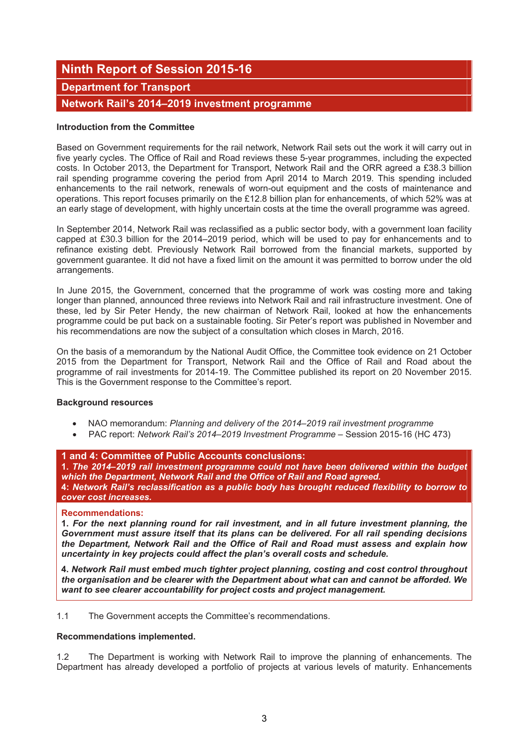# Ninth Report of Session 2015-16

## Department for Transport

## Network Rail's 2014–2019 investment programme

**Introduction from the Committee**

Based on Government requirements for the rail network, Network Rail sets out the work it will carry out in five yearly cycles. The Office of Rail and Road reviews these 5-year programmes, including the expected costs. In October 2013, the Department for Transport, Network Rail and the ORR agreed a £38.3 billion rail spending programme covering the period from April 2014 to March 2019. This spending included enhancements to the rail network, renewals of worn-out equipment and the costs of maintenance and operations. This report focuses primarily on the £12.8 billion plan for enhancements, of which 52% was at an early stage of development, with highly uncertain costs at the time the overall programme was agreed.

In September 2014, Network Rail was reclassified as a public sector body, with a government loan facility capped at £30.3 billion for the 2014–2019 period, which will be used to pay for enhancements and to refinance existing debt. Previously Network Rail borrowed from the financial markets, supported by government guarantee. It did not have a fixed limit on the amount it was permitted to borrow under the old arrangements.

In June 2015, the Government, concerned that the programme of work was costing more and taking longer than planned, announced three reviews into Network Rail and rail infrastructure investment. One of these, led by Sir Peter Hendy, the new chairman of Network Rail, looked at how the enhancements programme could be put back on a sustainable footing. Sir Peter's report was published in November and his recommendations are now the subject of a consultation which closes in March, 2016.

On the basis of a memorandum by the National Audit Office, the Committee took evidence on 21 October 2015 from the Department for Transport, Network Rail and the Office of Rail and Road about the programme of rail investments for 2014-19. The Committee published its report on 20 November 2015. This is the Government response to the Committee's report.

**Background resources**

- NAO memorandum: *Planning and delivery of the 2014–2019 rail investment programme*
- PAC report: *Network Rail's 2014–2019 Investment Programme* – Session 2015-16 (HC 473)

**1 and 4: Committee of Public Accounts conclusions:**

**1.** ***The 2014–2019 rail investment programme could not have been delivered within the budget which the Department, Network Rail and the Office of Rail and Road agreed.***

**4:** ***Network Rail's reclassification as a public body has brought reduced flexibility to borrow to cover cost increases.***

**Recommendations:**

**1.** ***For the next planning round for rail investment, and in all future investment planning, the Government must assure itself that its plans can be delivered. For all rail spending decisions the Department, Network Rail and the Office of Rail and Road must assess and explain how uncertainty in key projects could affect the plan's overall costs and schedule.***

**4.** ***Network Rail must embed much tighter project planning, costing and cost control throughout the organisation and be clearer with the Department about what can and cannot be afforded. We want to see clearer accountability for project costs and project management.***

1.1 The Government accepts the Committee's recommendations.

**Recommendations implemented.**

1.2 The Department is working with Network Rail to improve the planning of enhancements. The Department has already developed a portfolio of projects at various levels of maturity. Enhancements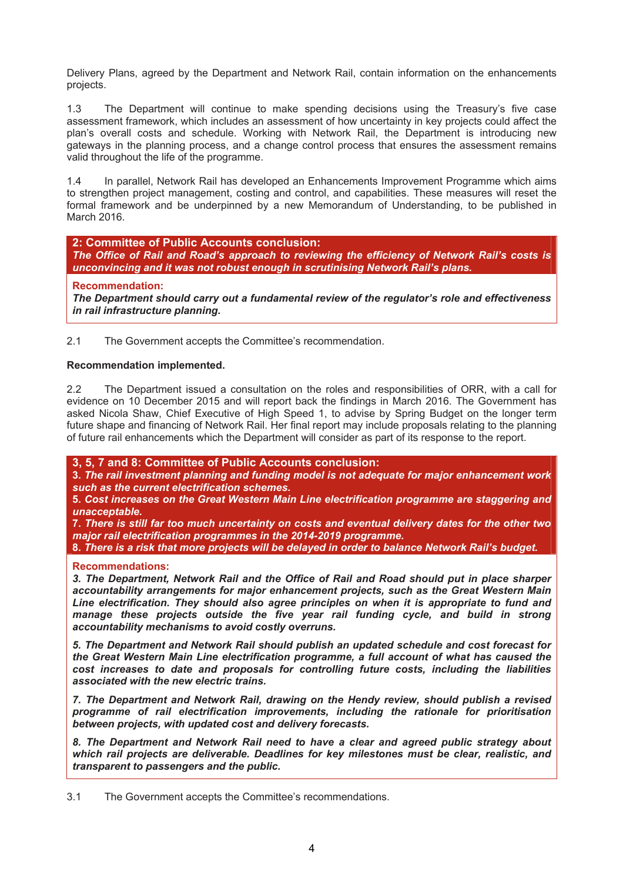Delivery Plans, agreed by the Department and Network Rail, contain information on the enhancements projects.

1.3 The Department will continue to make spending decisions using the Treasury's five case assessment framework, which includes an assessment of how uncertainty in key projects could affect the plan's overall costs and schedule. Working with Network Rail, the Department is introducing new gateways in the planning process, and a change control process that ensures the assessment remains valid throughout the life of the programme.

1.4 In parallel, Network Rail has developed an Enhancements Improvement Programme which aims to strengthen project management, costing and control, and capabilities. These measures will reset the formal framework and be underpinned by a new Memorandum of Understanding, to be published in March 2016.

**2: Committee of Public Accounts conclusion:**

***The Office of Rail and Road's approach to reviewing the efficiency of Network Rail's costs is unconvincing and it was not robust enough in scrutinising Network Rail's plans.***

**Recommendation:**

***The Department should carry out a fundamental review of the regulator's role and effectiveness in rail infrastructure planning.***

2.1 The Government accepts the Committee's recommendation.

**Recommendation implemented.**

2.2 The Department issued a consultation on the roles and responsibilities of ORR, with a call for evidence on 10 December 2015 and will report back the findings in March 2016. The Government has asked Nicola Shaw, Chief Executive of High Speed 1, to advise by Spring Budget on the longer term future shape and financing of Network Rail. Her final report may include proposals relating to the planning of future rail enhancements which the Department will consider as part of its response to the report.

**3, 5, 7 and 8: Committee of Public Accounts conclusion:**

**3.** ***The rail investment planning and funding model is not adequate for major enhancement work such as the current electrification schemes.***

**5.** ***Cost increases on the Great Western Main Line electrification programme are staggering and unacceptable.***

**7.** ***There is still far too much uncertainty on costs and eventual delivery dates for the other two major rail electrification programmes in the 2014-2019 programme.***

**8.** ***There is a risk that more projects will be delayed in order to balance Network Rail's budget.***

**Recommendations:**

***3. The Department, Network Rail and the Office of Rail and Road should put in place sharper accountability arrangements for major enhancement projects, such as the Great Western Main Line electrification. They should also agree principles on when it is appropriate to fund and manage these projects outside the five year rail funding cycle, and build in strong accountability mechanisms to avoid costly overruns.***

***5. The Department and Network Rail should publish an updated schedule and cost forecast for the Great Western Main Line electrification programme, a full account of what has caused the cost increases to date and proposals for controlling future costs, including the liabilities associated with the new electric trains.***

***7. The Department and Network Rail, drawing on the Hendy review, should publish a revised programme of rail electrification improvements, including the rationale for prioritisation between projects, with updated cost and delivery forecasts.***

***8. The Department and Network Rail need to have a clear and agreed public strategy about which rail projects are deliverable. Deadlines for key milestones must be clear, realistic, and transparent to passengers and the public.***

3.1 The Government accepts the Committee's recommendations.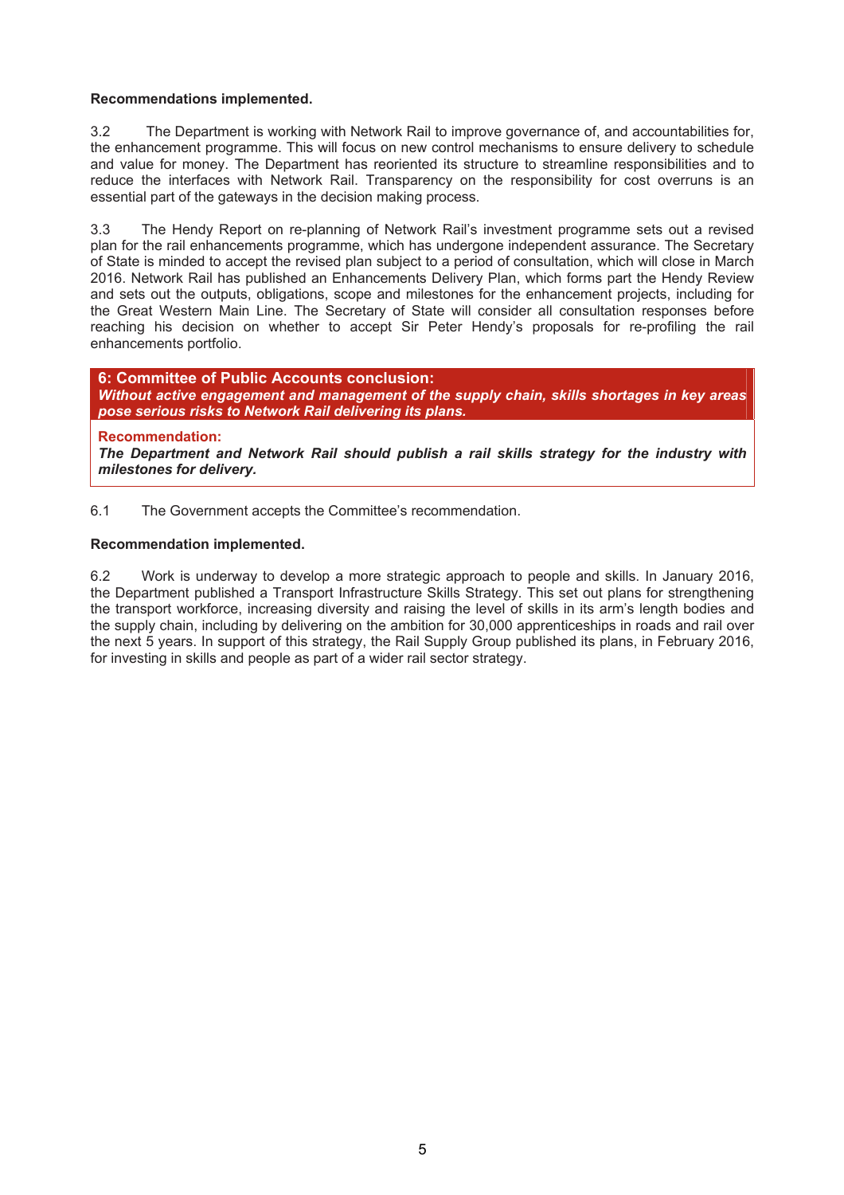**Recommendations implemented.**

3.2 The Department is working with Network Rail to improve governance of, and accountabilities for, the enhancement programme. This will focus on new control mechanisms to ensure delivery to schedule and value for money. The Department has reoriented its structure to streamline responsibilities and to reduce the interfaces with Network Rail. Transparency on the responsibility for cost overruns is an essential part of the gateways in the decision making process.

3.3 The Hendy Report on re-planning of Network Rail's investment programme sets out a revised plan for the rail enhancements programme, which has undergone independent assurance. The Secretary of State is minded to accept the revised plan subject to a period of consultation, which will close in March 2016. Network Rail has published an Enhancements Delivery Plan, which forms part the Hendy Review and sets out the outputs, obligations, scope and milestones for the enhancement projects, including for the Great Western Main Line. The Secretary of State will consider all consultation responses before reaching his decision on whether to accept Sir Peter Hendy's proposals for re-profiling the rail enhancements portfolio.

**6: Committee of Public Accounts conclusion:**
***Without active engagement and management of the supply chain, skills shortages in key areas pose serious risks to Network Rail delivering its plans.***

**Recommendation:**
***The Department and Network Rail should publish a rail skills strategy for the industry with milestones for delivery.***

6.1 The Government accepts the Committee's recommendation.

**Recommendation implemented.**

6.2 Work is underway to develop a more strategic approach to people and skills. In January 2016, the Department published a Transport Infrastructure Skills Strategy. This set out plans for strengthening the transport workforce, increasing diversity and raising the level of skills in its arm's length bodies and the supply chain, including by delivering on the ambition for 30,000 apprenticeships in roads and rail over the next 5 years. In support of this strategy, the Rail Supply Group published its plans, in February 2016, for investing in skills and people as part of a wider rail sector strategy.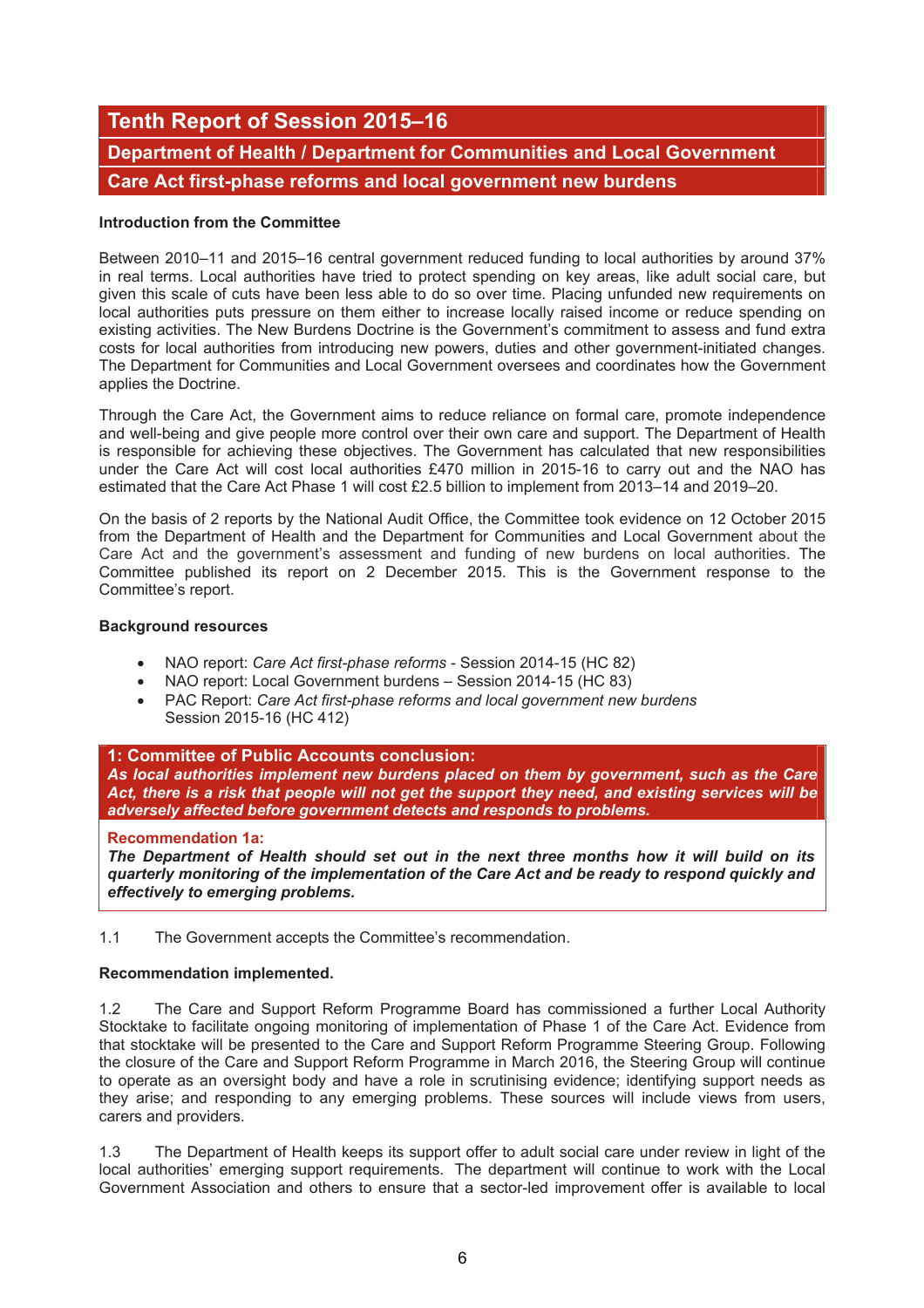# Tenth Report of Session 2015–16

## Department of Health / Department for Communities and Local Government

## Care Act first-phase reforms and local government new burdens

**Introduction from the Committee**

Between 2010–11 and 2015–16 central government reduced funding to local authorities by around 37% in real terms. Local authorities have tried to protect spending on key areas, like adult social care, but given this scale of cuts have been less able to do so over time. Placing unfunded new requirements on local authorities puts pressure on them either to increase locally raised income or reduce spending on existing activities. The New Burdens Doctrine is the Government's commitment to assess and fund extra costs for local authorities from introducing new powers, duties and other government-initiated changes. The Department for Communities and Local Government oversees and coordinates how the Government applies the Doctrine.

Through the Care Act, the Government aims to reduce reliance on formal care, promote independence and well-being and give people more control over their own care and support. The Department of Health is responsible for achieving these objectives. The Government has calculated that new responsibilities under the Care Act will cost local authorities £470 million in 2015-16 to carry out and the NAO has estimated that the Care Act Phase 1 will cost £2.5 billion to implement from 2013–14 and 2019–20.

On the basis of 2 reports by the National Audit Office, the Committee took evidence on 12 October 2015 from the Department of Health and the Department for Communities and Local Government about the Care Act and the government's assessment and funding of new burdens on local authorities. The Committee published its report on 2 December 2015. This is the Government response to the Committee's report.

**Background resources**

- NAO report: *Care Act first-phase reforms* - Session 2014-15 (HC 82)
- NAO report: Local Government burdens – Session 2014-15 (HC 83)
- PAC Report: *Care Act first-phase reforms and local government new burdens* Session 2015-16 (HC 412)

**1: Committee of Public Accounts conclusion:**
***As local authorities implement new burdens placed on them by government, such as the Care Act, there is a risk that people will not get the support they need, and existing services will be adversely affected before government detects and responds to problems.***

**Recommendation 1a:**
***The Department of Health should set out in the next three months how it will build on its quarterly monitoring of the implementation of the Care Act and be ready to respond quickly and effectively to emerging problems.***

1.1 The Government accepts the Committee's recommendation.

**Recommendation implemented.**

1.2 The Care and Support Reform Programme Board has commissioned a further Local Authority Stocktake to facilitate ongoing monitoring of implementation of Phase 1 of the Care Act. Evidence from that stocktake will be presented to the Care and Support Reform Programme Steering Group. Following the closure of the Care and Support Reform Programme in March 2016, the Steering Group will continue to operate as an oversight body and have a role in scrutinising evidence; identifying support needs as they arise; and responding to any emerging problems. These sources will include views from users, carers and providers.

1.3 The Department of Health keeps its support offer to adult social care under review in light of the local authorities' emerging support requirements. The department will continue to work with the Local Government Association and others to ensure that a sector-led improvement offer is available to local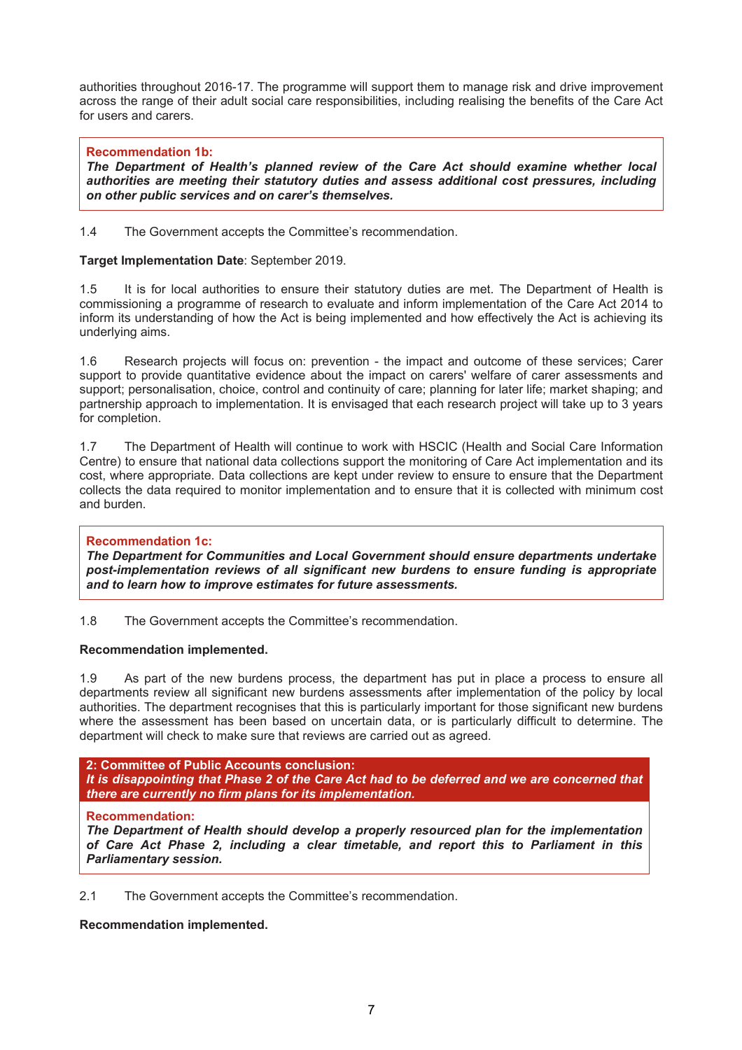authorities throughout 2016-17. The programme will support them to manage risk and drive improvement across the range of their adult social care responsibilities, including realising the benefits of the Care Act for users and carers.

**Recommendation 1b:**
***The Department of Health's planned review of the Care Act should examine whether local authorities are meeting their statutory duties and assess additional cost pressures, including on other public services and on carer's themselves.***

1.4 The Government accepts the Committee's recommendation.

**Target Implementation Date**: September 2019.

1.5 It is for local authorities to ensure their statutory duties are met. The Department of Health is commissioning a programme of research to evaluate and inform implementation of the Care Act 2014 to inform its understanding of how the Act is being implemented and how effectively the Act is achieving its underlying aims.

1.6 Research projects will focus on: prevention - the impact and outcome of these services; Carer support to provide quantitative evidence about the impact on carers' welfare of carer assessments and support; personalisation, choice, control and continuity of care; planning for later life; market shaping; and partnership approach to implementation. It is envisaged that each research project will take up to 3 years for completion.

1.7 The Department of Health will continue to work with HSCIC (Health and Social Care Information Centre) to ensure that national data collections support the monitoring of Care Act implementation and its cost, where appropriate. Data collections are kept under review to ensure to ensure that the Department collects the data required to monitor implementation and to ensure that it is collected with minimum cost and burden.

**Recommendation 1c:**
***The Department for Communities and Local Government should ensure departments undertake post-implementation reviews of all significant new burdens to ensure funding is appropriate and to learn how to improve estimates for future assessments.***

1.8 The Government accepts the Committee's recommendation.

**Recommendation implemented.**

1.9 As part of the new burdens process, the department has put in place a process to ensure all departments review all significant new burdens assessments after implementation of the policy by local authorities. The department recognises that this is particularly important for those significant new burdens where the assessment has been based on uncertain data, or is particularly difficult to determine. The department will check to make sure that reviews are carried out as agreed.

**2: Committee of Public Accounts conclusion:**
***It is disappointing that Phase 2 of the Care Act had to be deferred and we are concerned that there are currently no firm plans for its implementation.***

**Recommendation:**
***The Department of Health should develop a properly resourced plan for the implementation of Care Act Phase 2, including a clear timetable, and report this to Parliament in this Parliamentary session.***

2.1 The Government accepts the Committee's recommendation.

**Recommendation implemented.**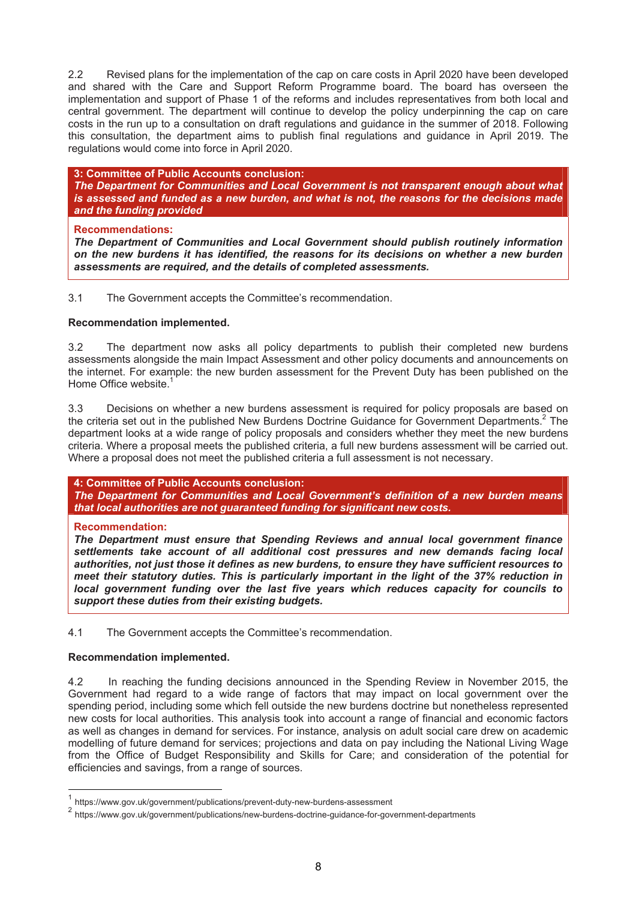2.2 Revised plans for the implementation of the cap on care costs in April 2020 have been developed and shared with the Care and Support Reform Programme board. The board has overseen the implementation and support of Phase 1 of the reforms and includes representatives from both local and central government. The department will continue to develop the policy underpinning the cap on care costs in the run up to a consultation on draft regulations and guidance in the summer of 2018. Following this consultation, the department aims to publish final regulations and guidance in April 2019. The regulations would come into force in April 2020.

**3: Committee of Public Accounts conclusion:**
***The Department for Communities and Local Government is not transparent enough about what is assessed and funded as a new burden, and what is not, the reasons for the decisions made and the funding provided***

**Recommendations:**
***The Department of Communities and Local Government should publish routinely information on the new burdens it has identified, the reasons for its decisions on whether a new burden assessments are required, and the details of completed assessments.***

3.1 The Government accepts the Committee's recommendation.

**Recommendation implemented.**

3.2 The department now asks all policy departments to publish their completed new burdens assessments alongside the main Impact Assessment and other policy documents and announcements on the internet. For example: the new burden assessment for the Prevent Duty has been published on the Home Office website.[1]

3.3 Decisions on whether a new burdens assessment is required for policy proposals are based on the criteria set out in the published New Burdens Doctrine Guidance for Government Departments.[2] The department looks at a wide range of policy proposals and considers whether they meet the new burdens criteria. Where a proposal meets the published criteria, a full new burdens assessment will be carried out. Where a proposal does not meet the published criteria a full assessment is not necessary.

**4: Committee of Public Accounts conclusion:**
***The Department for Communities and Local Government's definition of a new burden means that local authorities are not guaranteed funding for significant new costs.***

**Recommendation:**
***The Department must ensure that Spending Reviews and annual local government finance settlements take account of all additional cost pressures and new demands facing local authorities, not just those it defines as new burdens, to ensure they have sufficient resources to meet their statutory duties. This is particularly important in the light of the 37% reduction in local government funding over the last five years which reduces capacity for councils to support these duties from their existing budgets.***

4.1 The Government accepts the Committee's recommendation.

**Recommendation implemented.**

4.2 In reaching the funding decisions announced in the Spending Review in November 2015, the Government had regard to a wide range of factors that may impact on local government over the spending period, including some which fell outside the new burdens doctrine but nonetheless represented new costs for local authorities. This analysis took into account a range of financial and economic factors as well as changes in demand for services. For instance, analysis on adult social care drew on academic modelling of future demand for services; projections and data on pay including the National Living Wage from the Office of Budget Responsibility and Skills for Care; and consideration of the potential for efficiencies and savings, from a range of sources.

---

[1] https://www.gov.uk/government/publications/prevent-duty-new-burdens-assessment

[2] https://www.gov.uk/government/publications/new-burdens-doctrine-guidance-for-government-departments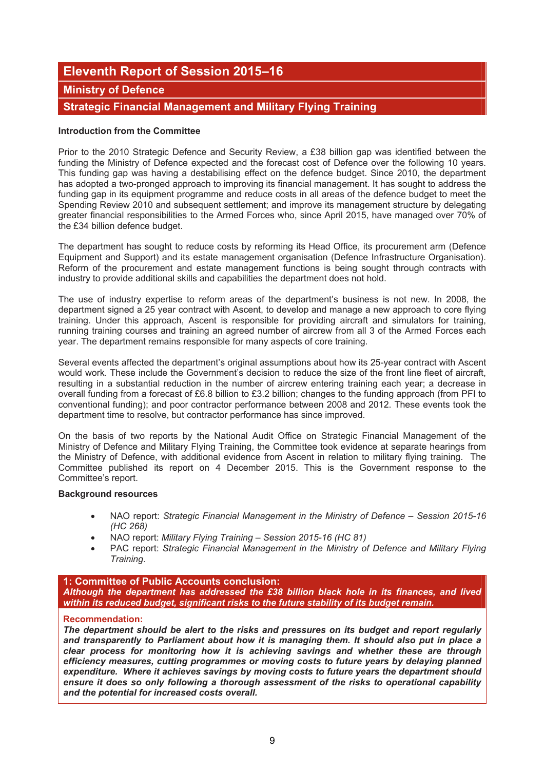# Eleventh Report of Session 2015–16

## Ministry of Defence

## Strategic Financial Management and Military Flying Training

**Introduction from the Committee**

Prior to the 2010 Strategic Defence and Security Review, a £38 billion gap was identified between the funding the Ministry of Defence expected and the forecast cost of Defence over the following 10 years. This funding gap was having a destabilising effect on the defence budget. Since 2010, the department has adopted a two-pronged approach to improving its financial management. It has sought to address the funding gap in its equipment programme and reduce costs in all areas of the defence budget to meet the Spending Review 2010 and subsequent settlement; and improve its management structure by delegating greater financial responsibilities to the Armed Forces who, since April 2015, have managed over 70% of the £34 billion defence budget.

The department has sought to reduce costs by reforming its Head Office, its procurement arm (Defence Equipment and Support) and its estate management organisation (Defence Infrastructure Organisation). Reform of the procurement and estate management functions is being sought through contracts with industry to provide additional skills and capabilities the department does not hold.

The use of industry expertise to reform areas of the department's business is not new. In 2008, the department signed a 25 year contract with Ascent, to develop and manage a new approach to core flying training. Under this approach, Ascent is responsible for providing aircraft and simulators for training, running training courses and training an agreed number of aircrew from all 3 of the Armed Forces each year. The department remains responsible for many aspects of core training.

Several events affected the department's original assumptions about how its 25-year contract with Ascent would work. These include the Government's decision to reduce the size of the front line fleet of aircraft, resulting in a substantial reduction in the number of aircrew entering training each year; a decrease in overall funding from a forecast of £6.8 billion to £3.2 billion; changes to the funding approach (from PFI to conventional funding); and poor contractor performance between 2008 and 2012. These events took the department time to resolve, but contractor performance has since improved.

On the basis of two reports by the National Audit Office on Strategic Financial Management of the Ministry of Defence and Military Flying Training, the Committee took evidence at separate hearings from the Ministry of Defence, with additional evidence from Ascent in relation to military flying training. The Committee published its report on 4 December 2015. This is the Government response to the Committee's report.

**Background resources**

- NAO report: *Strategic Financial Management in the Ministry of Defence – Session 2015-16 (HC 268)*
- NAO report: *Military Flying Training – Session 2015-16 (HC 81)*
- PAC report: *Strategic Financial Management in the Ministry of Defence and Military Flying Training*.

**1: Committee of Public Accounts conclusion:**
***Although the department has addressed the £38 billion black hole in its finances, and lived within its reduced budget, significant risks to the future stability of its budget remain.***

**Recommendation:**
***The department should be alert to the risks and pressures on its budget and report regularly and transparently to Parliament about how it is managing them. It should also put in place a clear process for monitoring how it is achieving savings and whether these are through efficiency measures, cutting programmes or moving costs to future years by delaying planned expenditure. Where it achieves savings by moving costs to future years the department should ensure it does so only following a thorough assessment of the risks to operational capability and the potential for increased costs overall.***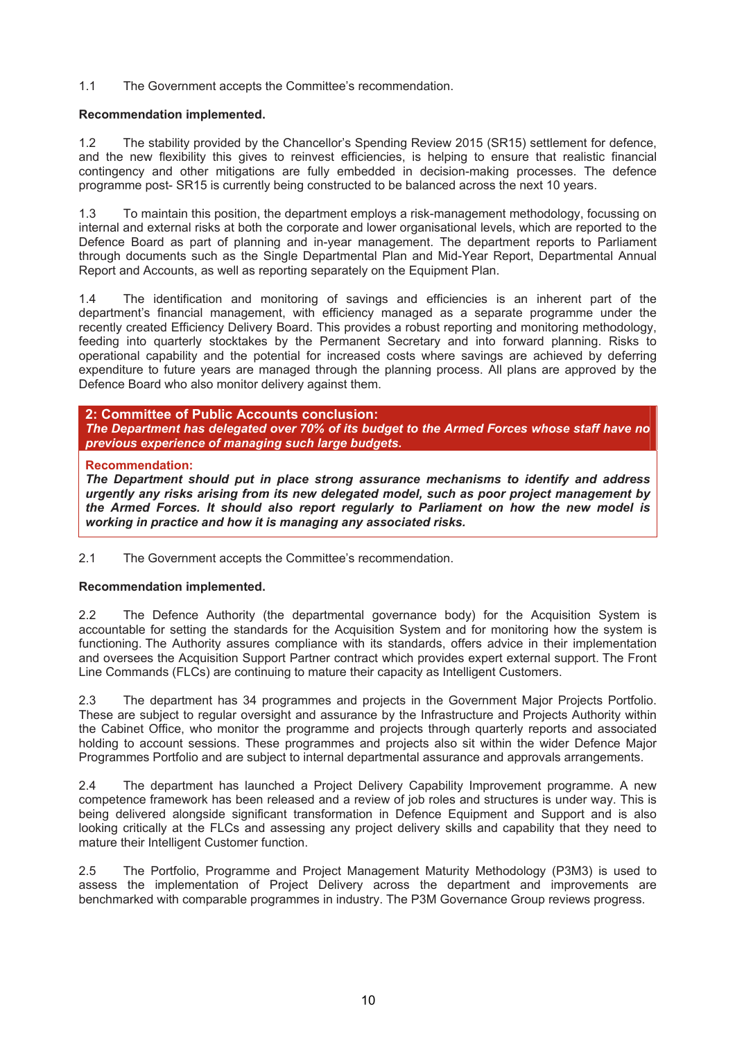1.1 The Government accepts the Committee's recommendation.

**Recommendation implemented.**

1.2 The stability provided by the Chancellor's Spending Review 2015 (SR15) settlement for defence, and the new flexibility this gives to reinvest efficiencies, is helping to ensure that realistic financial contingency and other mitigations are fully embedded in decision-making processes. The defence programme post- SR15 is currently being constructed to be balanced across the next 10 years.

1.3 To maintain this position, the department employs a risk-management methodology, focussing on internal and external risks at both the corporate and lower organisational levels, which are reported to the Defence Board as part of planning and in-year management. The department reports to Parliament through documents such as the Single Departmental Plan and Mid-Year Report, Departmental Annual Report and Accounts, as well as reporting separately on the Equipment Plan.

1.4 The identification and monitoring of savings and efficiencies is an inherent part of the department's financial management, with efficiency managed as a separate programme under the recently created Efficiency Delivery Board. This provides a robust reporting and monitoring methodology, feeding into quarterly stocktakes by the Permanent Secretary and into forward planning. Risks to operational capability and the potential for increased costs where savings are achieved by deferring expenditure to future years are managed through the planning process. All plans are approved by the Defence Board who also monitor delivery against them.

**2: Committee of Public Accounts conclusion:**
***The Department has delegated over 70% of its budget to the Armed Forces whose staff have no previous experience of managing such large budgets.***

**Recommendation:**
***The Department should put in place strong assurance mechanisms to identify and address urgently any risks arising from its new delegated model, such as poor project management by the Armed Forces. It should also report regularly to Parliament on how the new model is working in practice and how it is managing any associated risks.***

2.1 The Government accepts the Committee's recommendation.

**Recommendation implemented.**

2.2 The Defence Authority (the departmental governance body) for the Acquisition System is accountable for setting the standards for the Acquisition System and for monitoring how the system is functioning. The Authority assures compliance with its standards, offers advice in their implementation and oversees the Acquisition Support Partner contract which provides expert external support. The Front Line Commands (FLCs) are continuing to mature their capacity as Intelligent Customers.

2.3 The department has 34 programmes and projects in the Government Major Projects Portfolio. These are subject to regular oversight and assurance by the Infrastructure and Projects Authority within the Cabinet Office, who monitor the programme and projects through quarterly reports and associated holding to account sessions. These programmes and projects also sit within the wider Defence Major Programmes Portfolio and are subject to internal departmental assurance and approvals arrangements.

2.4 The department has launched a Project Delivery Capability Improvement programme. A new competence framework has been released and a review of job roles and structures is under way. This is being delivered alongside significant transformation in Defence Equipment and Support and is also looking critically at the FLCs and assessing any project delivery skills and capability that they need to mature their Intelligent Customer function.

2.5 The Portfolio, Programme and Project Management Maturity Methodology (P3M3) is used to assess the implementation of Project Delivery across the department and improvements are benchmarked with comparable programmes in industry. The P3M Governance Group reviews progress.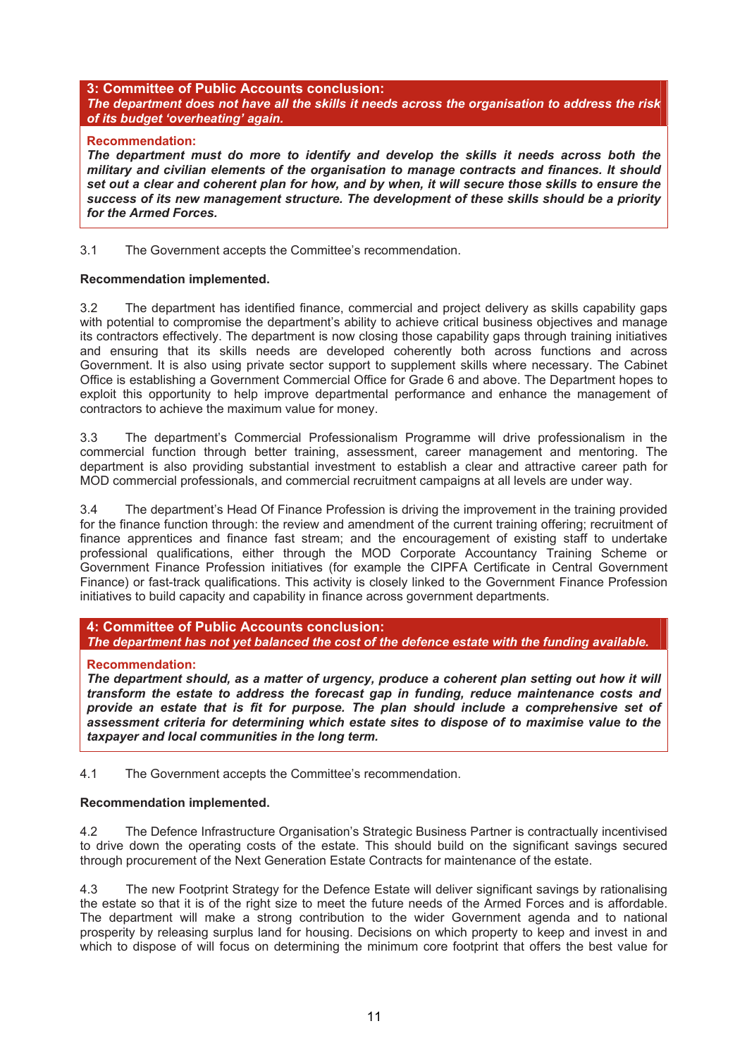**3: Committee of Public Accounts conclusion:**
***The department does not have all the skills it needs across the organisation to address the risk of its budget 'overheating' again.***

**Recommendation:**
***The department must do more to identify and develop the skills it needs across both the military and civilian elements of the organisation to manage contracts and finances. It should set out a clear and coherent plan for how, and by when, it will secure those skills to ensure the success of its new management structure. The development of these skills should be a priority for the Armed Forces.***

3.1 The Government accepts the Committee's recommendation.

**Recommendation implemented.**

3.2 The department has identified finance, commercial and project delivery as skills capability gaps with potential to compromise the department's ability to achieve critical business objectives and manage its contractors effectively. The department is now closing those capability gaps through training initiatives and ensuring that its skills needs are developed coherently both across functions and across Government. It is also using private sector support to supplement skills where necessary. The Cabinet Office is establishing a Government Commercial Office for Grade 6 and above. The Department hopes to exploit this opportunity to help improve departmental performance and enhance the management of contractors to achieve the maximum value for money.

3.3 The department's Commercial Professionalism Programme will drive professionalism in the commercial function through better training, assessment, career management and mentoring. The department is also providing substantial investment to establish a clear and attractive career path for MOD commercial professionals, and commercial recruitment campaigns at all levels are under way.

3.4 The department's Head Of Finance Profession is driving the improvement in the training provided for the finance function through: the review and amendment of the current training offering; recruitment of finance apprentices and finance fast stream; and the encouragement of existing staff to undertake professional qualifications, either through the MOD Corporate Accountancy Training Scheme or Government Finance Profession initiatives (for example the CIPFA Certificate in Central Government Finance) or fast-track qualifications. This activity is closely linked to the Government Finance Profession initiatives to build capacity and capability in finance across government departments.

**4: Committee of Public Accounts conclusion:**
***The department has not yet balanced the cost of the defence estate with the funding available.***

**Recommendation:**
***The department should, as a matter of urgency, produce a coherent plan setting out how it will transform the estate to address the forecast gap in funding, reduce maintenance costs and provide an estate that is fit for purpose. The plan should include a comprehensive set of assessment criteria for determining which estate sites to dispose of to maximise value to the taxpayer and local communities in the long term.***

4.1 The Government accepts the Committee's recommendation.

**Recommendation implemented.**

4.2 The Defence Infrastructure Organisation's Strategic Business Partner is contractually incentivised to drive down the operating costs of the estate. This should build on the significant savings secured through procurement of the Next Generation Estate Contracts for maintenance of the estate.

4.3 The new Footprint Strategy for the Defence Estate will deliver significant savings by rationalising the estate so that it is of the right size to meet the future needs of the Armed Forces and is affordable. The department will make a strong contribution to the wider Government agenda and to national prosperity by releasing surplus land for housing. Decisions on which property to keep and invest in and which to dispose of will focus on determining the minimum core footprint that offers the best value for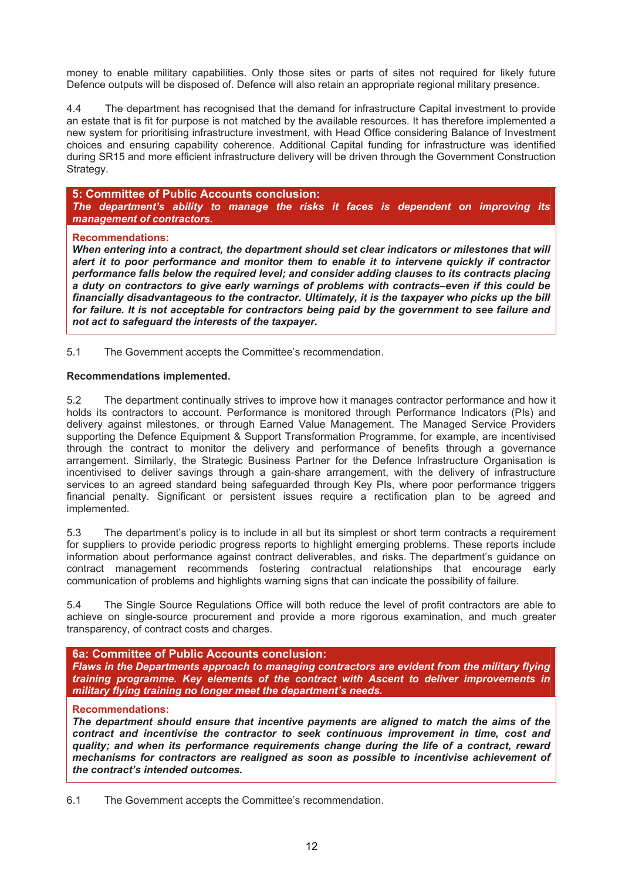money to enable military capabilities. Only those sites or parts of sites not required for likely future Defence outputs will be disposed of. Defence will also retain an appropriate regional military presence.

4.4 The department has recognised that the demand for infrastructure Capital investment to provide an estate that is fit for purpose is not matched by the available resources. It has therefore implemented a new system for prioritising infrastructure investment, with Head Office considering Balance of Investment choices and ensuring capability coherence. Additional Capital funding for infrastructure was identified during SR15 and more efficient infrastructure delivery will be driven through the Government Construction Strategy.

**5: Committee of Public Accounts conclusion:**
***The department's ability to manage the risks it faces is dependent on improving its management of contractors.***

**Recommendations:**
***When entering into a contract, the department should set clear indicators or milestones that will alert it to poor performance and monitor them to enable it to intervene quickly if contractor performance falls below the required level; and consider adding clauses to its contracts placing a duty on contractors to give early warnings of problems with contracts–even if this could be financially disadvantageous to the contractor. Ultimately, it is the taxpayer who picks up the bill for failure. It is not acceptable for contractors being paid by the government to see failure and not act to safeguard the interests of the taxpayer.***

5.1 The Government accepts the Committee's recommendation.

**Recommendations implemented.**

5.2 The department continually strives to improve how it manages contractor performance and how it holds its contractors to account. Performance is monitored through Performance Indicators (PIs) and delivery against milestones, or through Earned Value Management. The Managed Service Providers supporting the Defence Equipment & Support Transformation Programme, for example, are incentivised through the contract to monitor the delivery and performance of benefits through a governance arrangement. Similarly, the Strategic Business Partner for the Defence Infrastructure Organisation is incentivised to deliver savings through a gain-share arrangement, with the delivery of infrastructure services to an agreed standard being safeguarded through Key PIs, where poor performance triggers financial penalty. Significant or persistent issues require a rectification plan to be agreed and implemented.

5.3 The department's policy is to include in all but its simplest or short term contracts a requirement for suppliers to provide periodic progress reports to highlight emerging problems. These reports include information about performance against contract deliverables, and risks. The department's guidance on contract management recommends fostering contractual relationships that encourage early communication of problems and highlights warning signs that can indicate the possibility of failure.

5.4 The Single Source Regulations Office will both reduce the level of profit contractors are able to achieve on single-source procurement and provide a more rigorous examination, and much greater transparency, of contract costs and charges.

**6a: Committee of Public Accounts conclusion:**
***Flaws in the Departments approach to managing contractors are evident from the military flying training programme. Key elements of the contract with Ascent to deliver improvements in military flying training no longer meet the department's needs.***

**Recommendations:**
***The department should ensure that incentive payments are aligned to match the aims of the contract and incentivise the contractor to seek continuous improvement in time, cost and quality; and when its performance requirements change during the life of a contract, reward mechanisms for contractors are realigned as soon as possible to incentivise achievement of the contract's intended outcomes.***

6.1 The Government accepts the Committee's recommendation.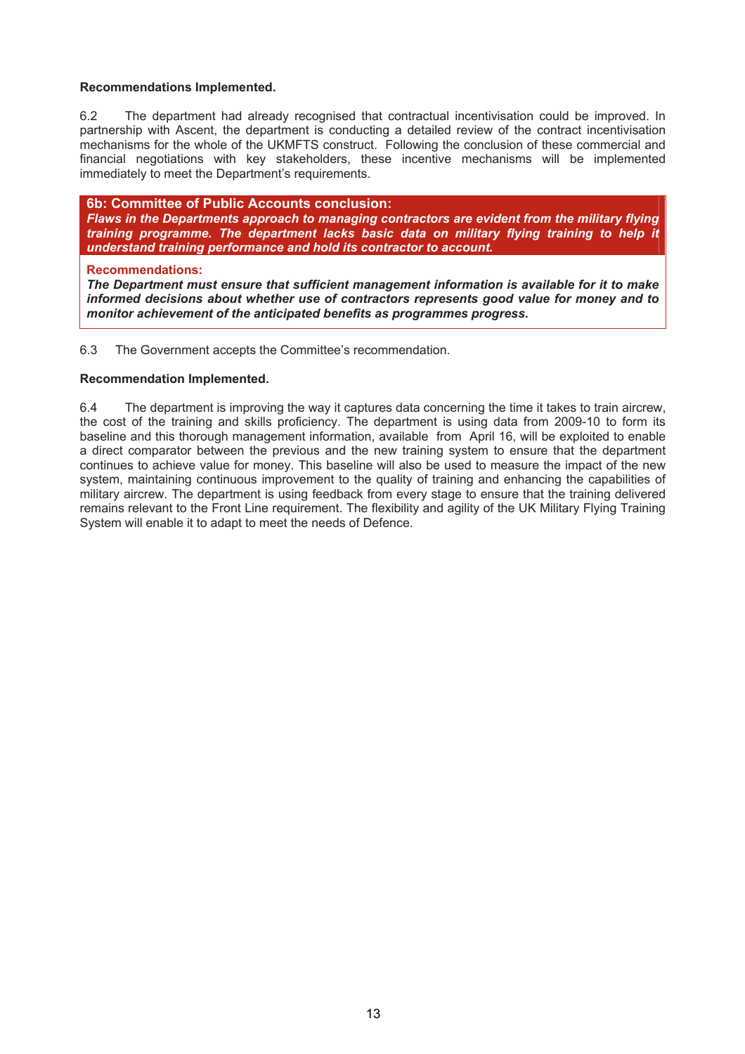**Recommendations Implemented.**

6.2 The department had already recognised that contractual incentivisation could be improved. In partnership with Ascent, the department is conducting a detailed review of the contract incentivisation mechanisms for the whole of the UKMFTS construct. Following the conclusion of these commercial and financial negotiations with key stakeholders, these incentive mechanisms will be implemented immediately to meet the Department's requirements.

**6b: Committee of Public Accounts conclusion:**
***Flaws in the Departments approach to managing contractors are evident from the military flying training programme. The department lacks basic data on military flying training to help it understand training performance and hold its contractor to account.***

**Recommendations:**
***The Department must ensure that sufficient management information is available for it to make informed decisions about whether use of contractors represents good value for money and to monitor achievement of the anticipated benefits as programmes progress.***

6.3 The Government accepts the Committee's recommendation.

**Recommendation Implemented.**

6.4 The department is improving the way it captures data concerning the time it takes to train aircrew, the cost of the training and skills proficiency. The department is using data from 2009-10 to form its baseline and this thorough management information, available from April 16, will be exploited to enable a direct comparator between the previous and the new training system to ensure that the department continues to achieve value for money. This baseline will also be used to measure the impact of the new system, maintaining continuous improvement to the quality of training and enhancing the capabilities of military aircrew. The department is using feedback from every stage to ensure that the training delivered remains relevant to the Front Line requirement. The flexibility and agility of the UK Military Flying Training System will enable it to adapt to meet the needs of Defence.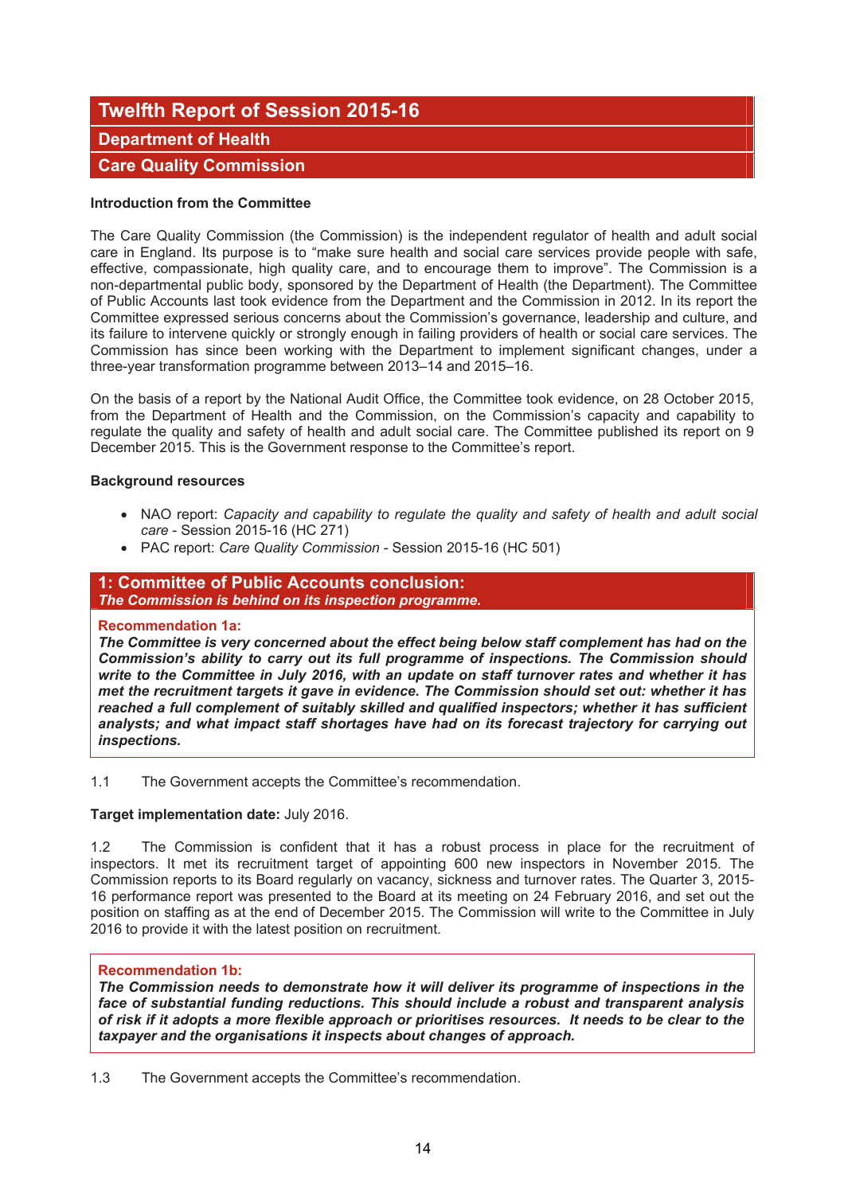# Twelfth Report of Session 2015-16

## Department of Health

## Care Quality Commission

**Introduction from the Committee**

The Care Quality Commission (the Commission) is the independent regulator of health and adult social care in England. Its purpose is to "make sure health and social care services provide people with safe, effective, compassionate, high quality care, and to encourage them to improve". The Commission is a non-departmental public body, sponsored by the Department of Health (the Department). The Committee of Public Accounts last took evidence from the Department and the Commission in 2012. In its report the Committee expressed serious concerns about the Commission's governance, leadership and culture, and its failure to intervene quickly or strongly enough in failing providers of health or social care services. The Commission has since been working with the Department to implement significant changes, under a three-year transformation programme between 2013–14 and 2015–16.

On the basis of a report by the National Audit Office, the Committee took evidence, on 28 October 2015, from the Department of Health and the Commission, on the Commission's capacity and capability to regulate the quality and safety of health and adult social care. The Committee published its report on 9 December 2015. This is the Government response to the Committee's report.

**Background resources**

- NAO report: *Capacity and capability to regulate the quality and safety of health and adult social care* - Session 2015-16 (HC 271)
- PAC report: *Care Quality Commission* - Session 2015-16 (HC 501)

### 1: Committee of Public Accounts conclusion:
***The Commission is behind on its inspection programme.***

**Recommendation 1a:**

***The Committee is very concerned about the effect being below staff complement has had on the Commission's ability to carry out its full programme of inspections. The Commission should write to the Committee in July 2016, with an update on staff turnover rates and whether it has met the recruitment targets it gave in evidence. The Commission should set out: whether it has reached a full complement of suitably skilled and qualified inspectors; whether it has sufficient analysts; and what impact staff shortages have had on its forecast trajectory for carrying out inspections.***

1.1 The Government accepts the Committee's recommendation.

**Target implementation date:** July 2016.

1.2 The Commission is confident that it has a robust process in place for the recruitment of inspectors. It met its recruitment target of appointing 600 new inspectors in November 2015. The Commission reports to its Board regularly on vacancy, sickness and turnover rates. The Quarter 3, 2015-16 performance report was presented to the Board at its meeting on 24 February 2016, and set out the position on staffing as at the end of December 2015. The Commission will write to the Committee in July 2016 to provide it with the latest position on recruitment.

**Recommendation 1b:**

***The Commission needs to demonstrate how it will deliver its programme of inspections in the face of substantial funding reductions. This should include a robust and transparent analysis of risk if it adopts a more flexible approach or prioritises resources. It needs to be clear to the taxpayer and the organisations it inspects about changes of approach.***

1.3 The Government accepts the Committee's recommendation.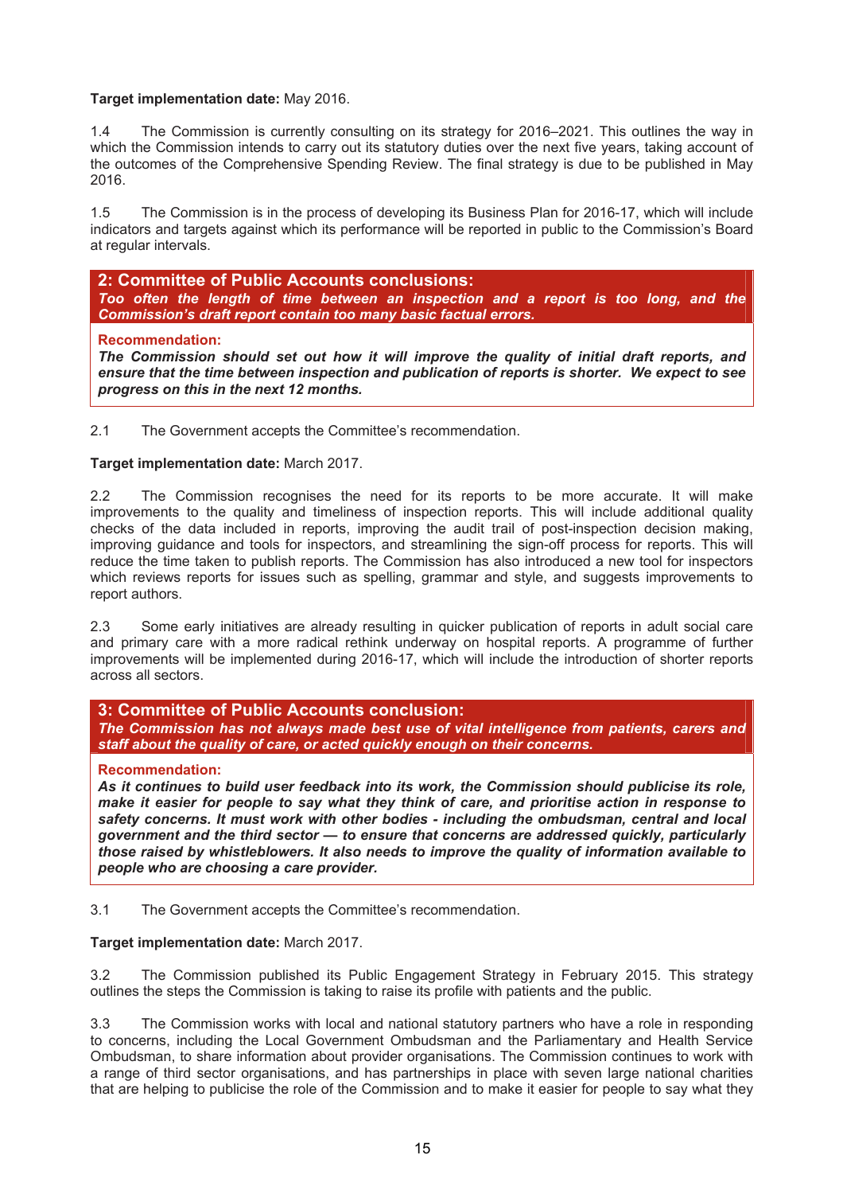**Target implementation date:** May 2016.

1.4 The Commission is currently consulting on its strategy for 2016–2021. This outlines the way in which the Commission intends to carry out its statutory duties over the next five years, taking account of the outcomes of the Comprehensive Spending Review. The final strategy is due to be published in May 2016.

1.5 The Commission is in the process of developing its Business Plan for 2016-17, which will include indicators and targets against which its performance will be reported in public to the Commission's Board at regular intervals.

### 2: Committee of Public Accounts conclusions:

***Too often the length of time between an inspection and a report is too long, and the Commission's draft report contain too many basic factual errors.***

**Recommendation:**

***The Commission should set out how it will improve the quality of initial draft reports, and ensure that the time between inspection and publication of reports is shorter. We expect to see progress on this in the next 12 months.***

2.1 The Government accepts the Committee's recommendation.

**Target implementation date:** March 2017.

2.2 The Commission recognises the need for its reports to be more accurate. It will make improvements to the quality and timeliness of inspection reports. This will include additional quality checks of the data included in reports, improving the audit trail of post-inspection decision making, improving guidance and tools for inspectors, and streamlining the sign-off process for reports. This will reduce the time taken to publish reports. The Commission has also introduced a new tool for inspectors which reviews reports for issues such as spelling, grammar and style, and suggests improvements to report authors.

2.3 Some early initiatives are already resulting in quicker publication of reports in adult social care and primary care with a more radical rethink underway on hospital reports. A programme of further improvements will be implemented during 2016-17, which will include the introduction of shorter reports across all sectors.

### 3: Committee of Public Accounts conclusion:

***The Commission has not always made best use of vital intelligence from patients, carers and staff about the quality of care, or acted quickly enough on their concerns.***

**Recommendation:**

***As it continues to build user feedback into its work, the Commission should publicise its role, make it easier for people to say what they think of care, and prioritise action in response to safety concerns. It must work with other bodies - including the ombudsman, central and local government and the third sector — to ensure that concerns are addressed quickly, particularly those raised by whistleblowers. It also needs to improve the quality of information available to people who are choosing a care provider.***

3.1 The Government accepts the Committee's recommendation.

**Target implementation date:** March 2017.

3.2 The Commission published its Public Engagement Strategy in February 2015. This strategy outlines the steps the Commission is taking to raise its profile with patients and the public.

3.3 The Commission works with local and national statutory partners who have a role in responding to concerns, including the Local Government Ombudsman and the Parliamentary and Health Service Ombudsman, to share information about provider organisations. The Commission continues to work with a range of third sector organisations, and has partnerships in place with seven large national charities that are helping to publicise the role of the Commission and to make it easier for people to say what they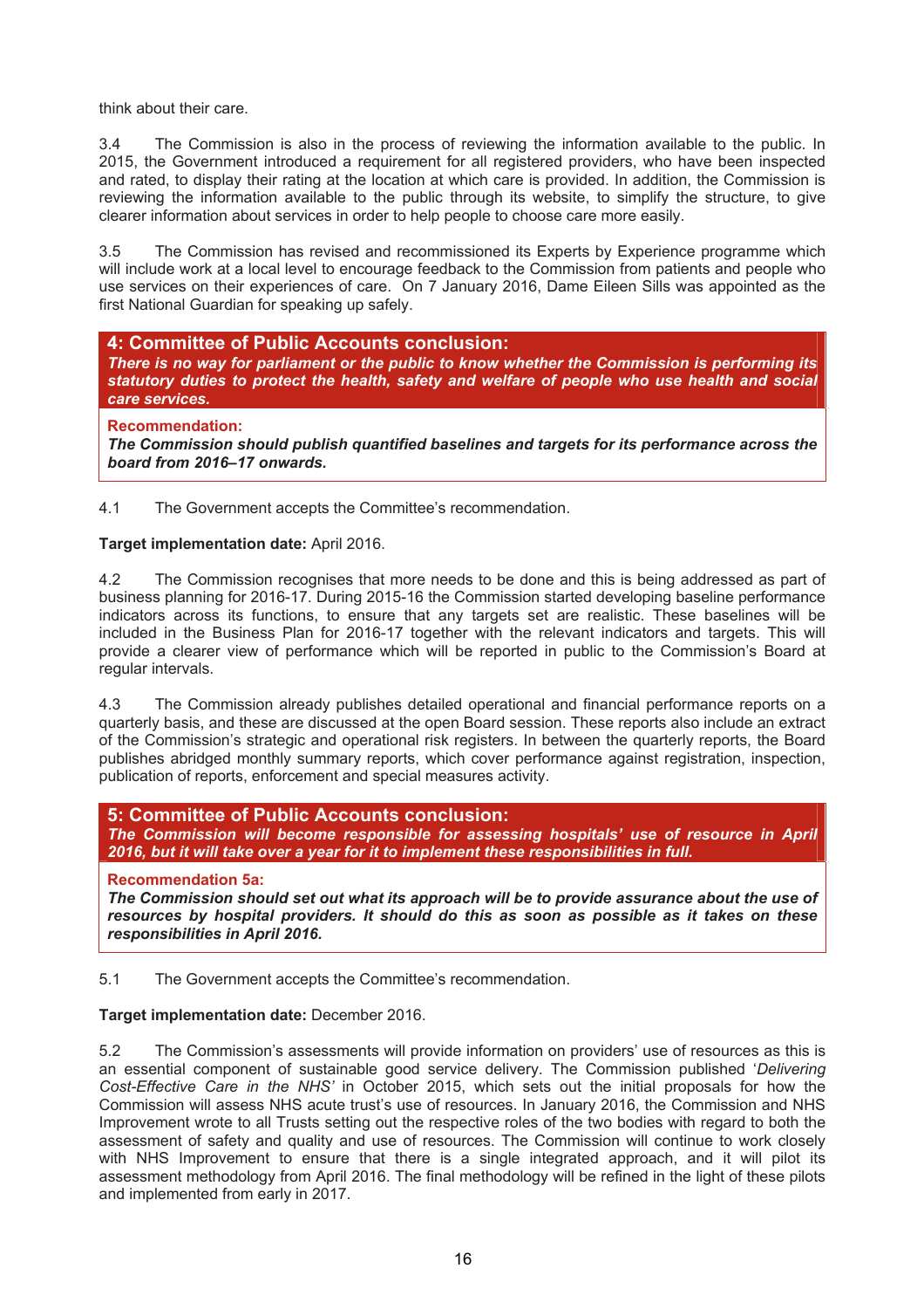think about their care.

3.4 The Commission is also in the process of reviewing the information available to the public. In 2015, the Government introduced a requirement for all registered providers, who have been inspected and rated, to display their rating at the location at which care is provided. In addition, the Commission is reviewing the information available to the public through its website, to simplify the structure, to give clearer information about services in order to help people to choose care more easily.

3.5 The Commission has revised and recommissioned its Experts by Experience programme which will include work at a local level to encourage feedback to the Commission from patients and people who use services on their experiences of care. On 7 January 2016, Dame Eileen Sills was appointed as the first National Guardian for speaking up safely.

### 4: Committee of Public Accounts conclusion:

***There is no way for parliament or the public to know whether the Commission is performing its statutory duties to protect the health, safety and welfare of people who use health and social care services.***

**Recommendation:**

***The Commission should publish quantified baselines and targets for its performance across the board from 2016–17 onwards.***

4.1 The Government accepts the Committee's recommendation.

**Target implementation date:** April 2016.

4.2 The Commission recognises that more needs to be done and this is being addressed as part of business planning for 2016-17. During 2015-16 the Commission started developing baseline performance indicators across its functions, to ensure that any targets set are realistic. These baselines will be included in the Business Plan for 2016-17 together with the relevant indicators and targets. This will provide a clearer view of performance which will be reported in public to the Commission's Board at regular intervals.

4.3 The Commission already publishes detailed operational and financial performance reports on a quarterly basis, and these are discussed at the open Board session. These reports also include an extract of the Commission's strategic and operational risk registers. In between the quarterly reports, the Board publishes abridged monthly summary reports, which cover performance against registration, inspection, publication of reports, enforcement and special measures activity.

### 5: Committee of Public Accounts conclusion:

***The Commission will become responsible for assessing hospitals' use of resource in April 2016, but it will take over a year for it to implement these responsibilities in full.***

**Recommendation 5a:**

***The Commission should set out what its approach will be to provide assurance about the use of resources by hospital providers. It should do this as soon as possible as it takes on these responsibilities in April 2016.***

5.1 The Government accepts the Committee's recommendation.

**Target implementation date:** December 2016.

5.2 The Commission's assessments will provide information on providers' use of resources as this is an essential component of sustainable good service delivery. The Commission published '*Delivering Cost-Effective Care in the NHS'* in October 2015, which sets out the initial proposals for how the Commission will assess NHS acute trust's use of resources. In January 2016, the Commission and NHS Improvement wrote to all Trusts setting out the respective roles of the two bodies with regard to both the assessment of safety and quality and use of resources. The Commission will continue to work closely with NHS Improvement to ensure that there is a single integrated approach, and it will pilot its assessment methodology from April 2016. The final methodology will be refined in the light of these pilots and implemented from early in 2017.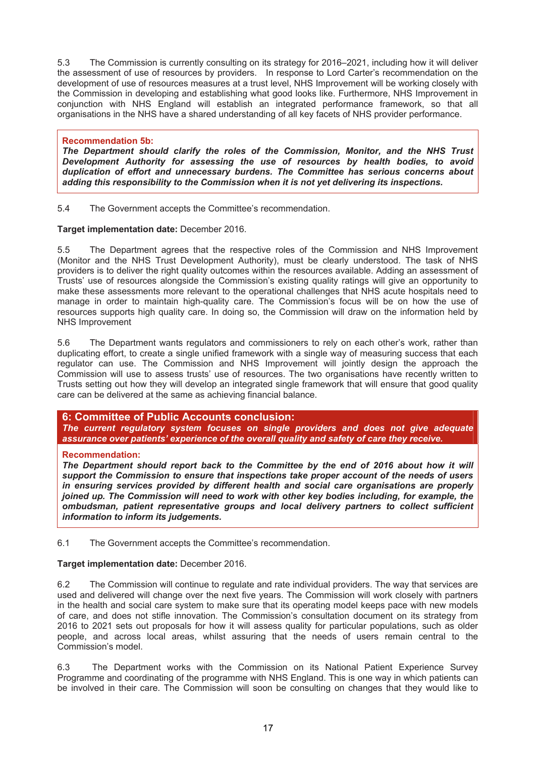5.3 The Commission is currently consulting on its strategy for 2016–2021, including how it will deliver the assessment of use of resources by providers. In response to Lord Carter's recommendation on the development of use of resources measures at a trust level, NHS Improvement will be working closely with the Commission in developing and establishing what good looks like. Furthermore, NHS Improvement in conjunction with NHS England will establish an integrated performance framework, so that all organisations in the NHS have a shared understanding of all key facets of NHS provider performance.

**Recommendation 5b:**
***The Department should clarify the roles of the Commission, Monitor, and the NHS Trust Development Authority for assessing the use of resources by health bodies, to avoid duplication of effort and unnecessary burdens. The Committee has serious concerns about adding this responsibility to the Commission when it is not yet delivering its inspections.***

5.4 The Government accepts the Committee's recommendation.

**Target implementation date:** December 2016.

5.5 The Department agrees that the respective roles of the Commission and NHS Improvement (Monitor and the NHS Trust Development Authority), must be clearly understood. The task of NHS providers is to deliver the right quality outcomes within the resources available. Adding an assessment of Trusts' use of resources alongside the Commission's existing quality ratings will give an opportunity to make these assessments more relevant to the operational challenges that NHS acute hospitals need to manage in order to maintain high-quality care. The Commission's focus will be on how the use of resources supports high quality care. In doing so, the Commission will draw on the information held by NHS Improvement

5.6 The Department wants regulators and commissioners to rely on each other's work, rather than duplicating effort, to create a single unified framework with a single way of measuring success that each regulator can use. The Commission and NHS Improvement will jointly design the approach the Commission will use to assess trusts' use of resources. The two organisations have recently written to Trusts setting out how they will develop an integrated single framework that will ensure that good quality care can be delivered at the same as achieving financial balance.

## 6: Committee of Public Accounts conclusion:

***The current regulatory system focuses on single providers and does not give adequate assurance over patients' experience of the overall quality and safety of care they receive.***

**Recommendation:**
***The Department should report back to the Committee by the end of 2016 about how it will support the Commission to ensure that inspections take proper account of the needs of users in ensuring services provided by different health and social care organisations are properly joined up. The Commission will need to work with other key bodies including, for example, the ombudsman, patient representative groups and local delivery partners to collect sufficient information to inform its judgements.***

6.1 The Government accepts the Committee's recommendation.

**Target implementation date:** December 2016.

6.2 The Commission will continue to regulate and rate individual providers. The way that services are used and delivered will change over the next five years. The Commission will work closely with partners in the health and social care system to make sure that its operating model keeps pace with new models of care, and does not stifle innovation. The Commission's consultation document on its strategy from 2016 to 2021 sets out proposals for how it will assess quality for particular populations, such as older people, and across local areas, whilst assuring that the needs of users remain central to the Commission's model.

6.3 The Department works with the Commission on its National Patient Experience Survey Programme and coordinating of the programme with NHS England. This is one way in which patients can be involved in their care. The Commission will soon be consulting on changes that they would like to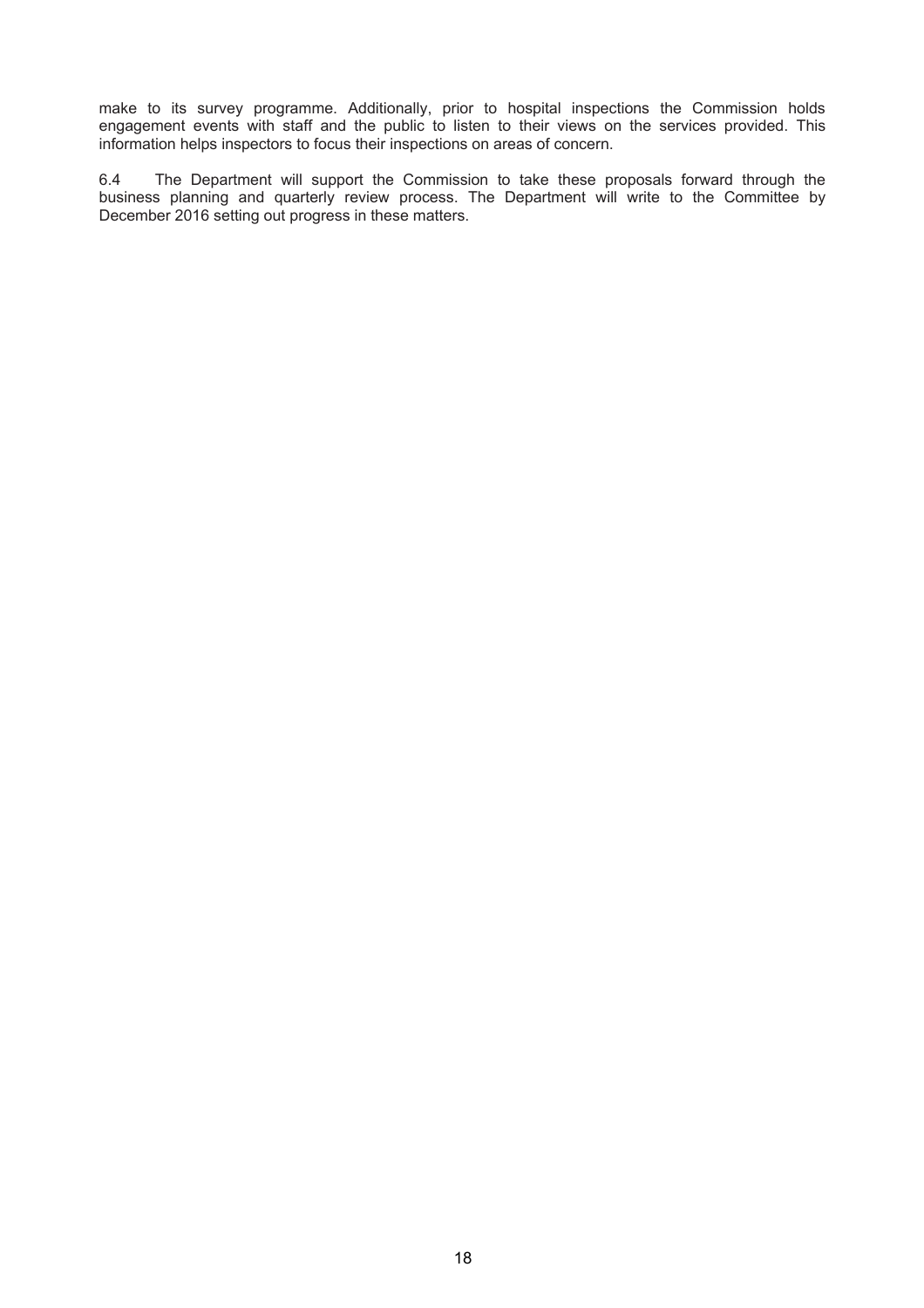make to its survey programme. Additionally, prior to hospital inspections the Commission holds engagement events with staff and the public to listen to their views on the services provided. This information helps inspectors to focus their inspections on areas of concern.

6.4 The Department will support the Commission to take these proposals forward through the business planning and quarterly review process. The Department will write to the Committee by December 2016 setting out progress in these matters.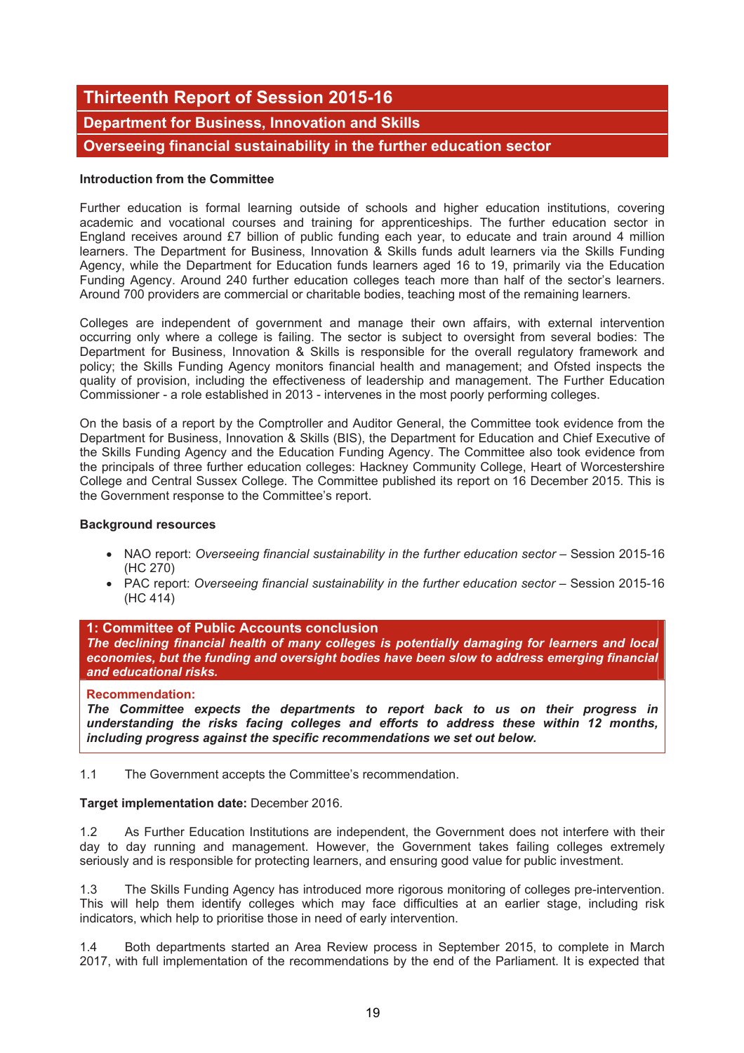# Thirteenth Report of Session 2015-16

## Department for Business, Innovation and Skills

## Overseeing financial sustainability in the further education sector

**Introduction from the Committee**

Further education is formal learning outside of schools and higher education institutions, covering academic and vocational courses and training for apprenticeships. The further education sector in England receives around £7 billion of public funding each year, to educate and train around 4 million learners. The Department for Business, Innovation & Skills funds adult learners via the Skills Funding Agency, while the Department for Education funds learners aged 16 to 19, primarily via the Education Funding Agency. Around 240 further education colleges teach more than half of the sector's learners. Around 700 providers are commercial or charitable bodies, teaching most of the remaining learners.

Colleges are independent of government and manage their own affairs, with external intervention occurring only where a college is failing. The sector is subject to oversight from several bodies: The Department for Business, Innovation & Skills is responsible for the overall regulatory framework and policy; the Skills Funding Agency monitors financial health and management; and Ofsted inspects the quality of provision, including the effectiveness of leadership and management. The Further Education Commissioner - a role established in 2013 - intervenes in the most poorly performing colleges.

On the basis of a report by the Comptroller and Auditor General, the Committee took evidence from the Department for Business, Innovation & Skills (BIS), the Department for Education and Chief Executive of the Skills Funding Agency and the Education Funding Agency. The Committee also took evidence from the principals of three further education colleges: Hackney Community College, Heart of Worcestershire College and Central Sussex College. The Committee published its report on 16 December 2015. This is the Government response to the Committee's report.

**Background resources**

- NAO report: *Overseeing financial sustainability in the further education sector* – Session 2015-16 (HC 270)
- PAC report: *Overseeing financial sustainability in the further education sector* – Session 2015-16 (HC 414)

**1: Committee of Public Accounts conclusion**
***The declining financial health of many colleges is potentially damaging for learners and local economies, but the funding and oversight bodies have been slow to address emerging financial and educational risks.***

**Recommendation:**
***The Committee expects the departments to report back to us on their progress in understanding the risks facing colleges and efforts to address these within 12 months, including progress against the specific recommendations we set out below.***

1.1 The Government accepts the Committee's recommendation.

**Target implementation date:** December 2016.

1.2 As Further Education Institutions are independent, the Government does not interfere with their day to day running and management. However, the Government takes failing colleges extremely seriously and is responsible for protecting learners, and ensuring good value for public investment.

1.3 The Skills Funding Agency has introduced more rigorous monitoring of colleges pre-intervention. This will help them identify colleges which may face difficulties at an earlier stage, including risk indicators, which help to prioritise those in need of early intervention.

1.4 Both departments started an Area Review process in September 2015, to complete in March 2017, with full implementation of the recommendations by the end of the Parliament. It is expected that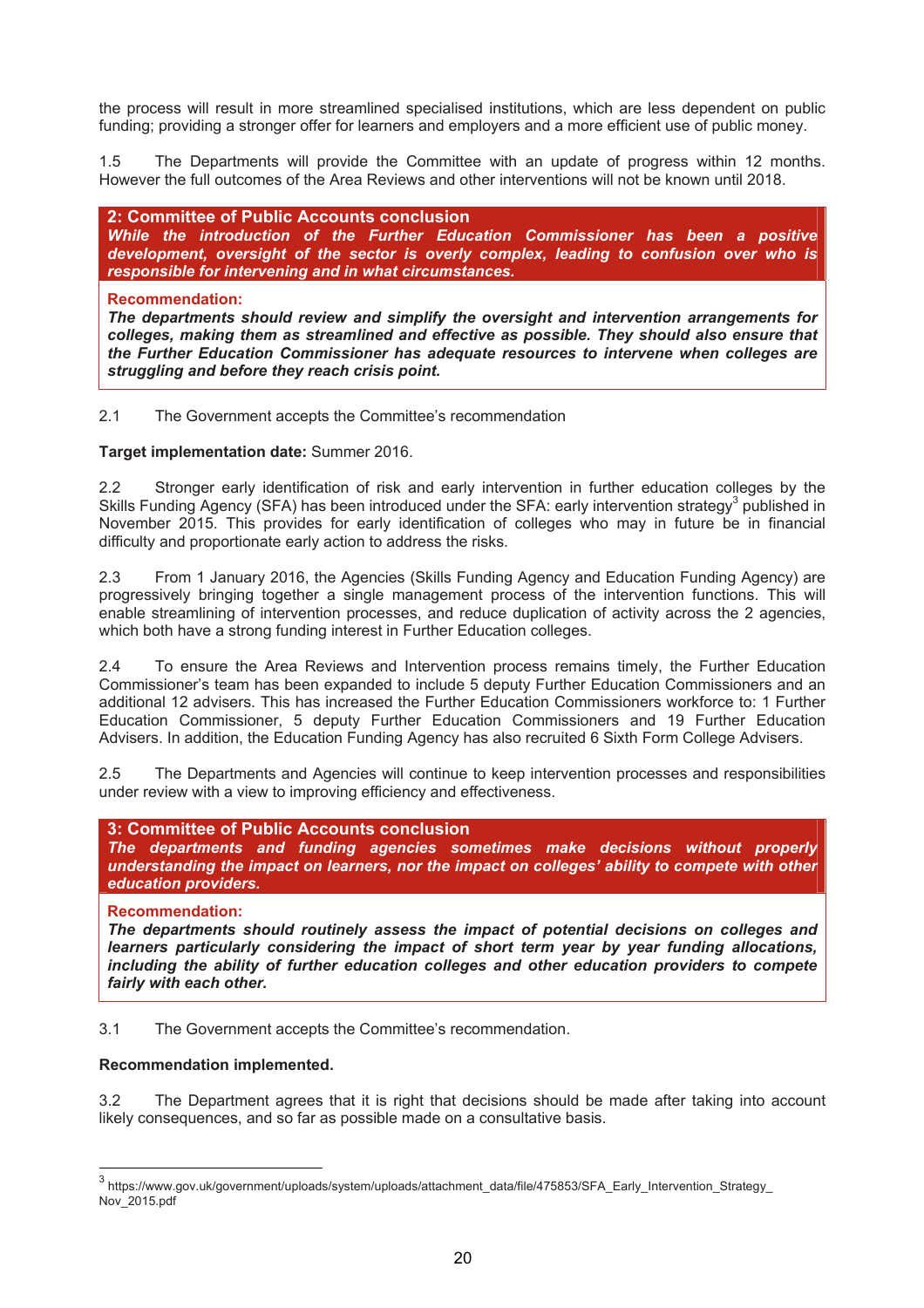the process will result in more streamlined specialised institutions, which are less dependent on public funding; providing a stronger offer for learners and employers and a more efficient use of public money.

1.5 The Departments will provide the Committee with an update of progress within 12 months. However the full outcomes of the Area Reviews and other interventions will not be known until 2018.

**2: Committee of Public Accounts conclusion**

***While the introduction of the Further Education Commissioner has been a positive development, oversight of the sector is overly complex, leading to confusion over who is responsible for intervening and in what circumstances.***

**Recommendation:**

***The departments should review and simplify the oversight and intervention arrangements for colleges, making them as streamlined and effective as possible. They should also ensure that the Further Education Commissioner has adequate resources to intervene when colleges are struggling and before they reach crisis point.***

2.1 The Government accepts the Committee's recommendation

**Target implementation date:** Summer 2016.

2.2 Stronger early identification of risk and early intervention in further education colleges by the Skills Funding Agency (SFA) has been introduced under the SFA: early intervention strategy[3] published in November 2015. This provides for early identification of colleges who may in future be in financial difficulty and proportionate early action to address the risks.

2.3 From 1 January 2016, the Agencies (Skills Funding Agency and Education Funding Agency) are progressively bringing together a single management process of the intervention functions. This will enable streamlining of intervention processes, and reduce duplication of activity across the 2 agencies, which both have a strong funding interest in Further Education colleges.

2.4 To ensure the Area Reviews and Intervention process remains timely, the Further Education Commissioner's team has been expanded to include 5 deputy Further Education Commissioners and an additional 12 advisers. This has increased the Further Education Commissioners workforce to: 1 Further Education Commissioner, 5 deputy Further Education Commissioners and 19 Further Education Advisers. In addition, the Education Funding Agency has also recruited 6 Sixth Form College Advisers.

2.5 The Departments and Agencies will continue to keep intervention processes and responsibilities under review with a view to improving efficiency and effectiveness.

**3: Committee of Public Accounts conclusion**

***The departments and funding agencies sometimes make decisions without properly understanding the impact on learners, nor the impact on colleges' ability to compete with other education providers.***

**Recommendation:**

***The departments should routinely assess the impact of potential decisions on colleges and learners particularly considering the impact of short term year by year funding allocations, including the ability of further education colleges and other education providers to compete fairly with each other.***

3.1 The Government accepts the Committee's recommendation.

**Recommendation implemented.**

3.2 The Department agrees that it is right that decisions should be made after taking into account likely consequences, and so far as possible made on a consultative basis.

[3] https://www.gov.uk/government/uploads/system/uploads/attachment_data/file/475853/SFA_Early_Intervention_Strategy_Nov_2015.pdf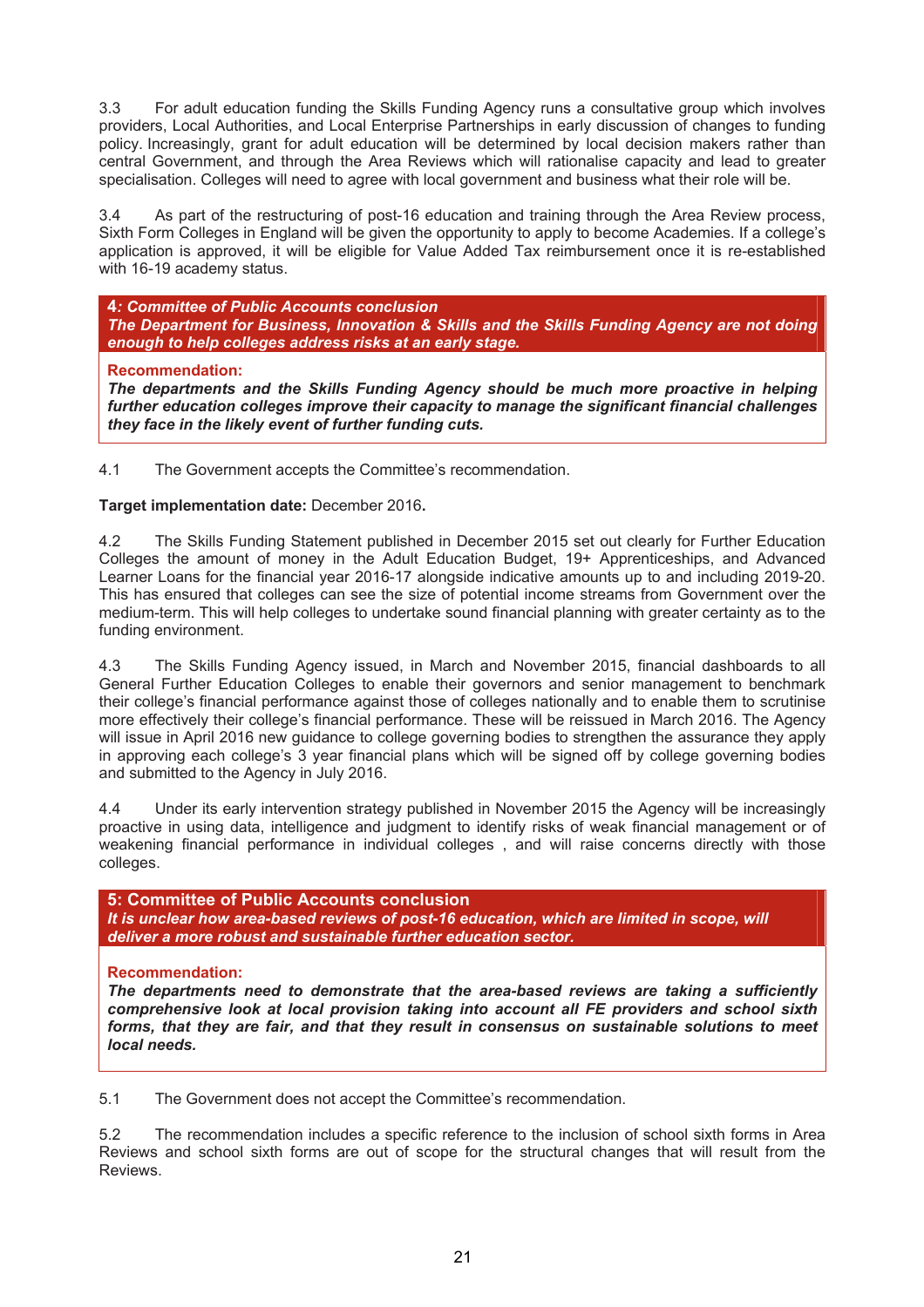3.3 For adult education funding the Skills Funding Agency runs a consultative group which involves providers, Local Authorities, and Local Enterprise Partnerships in early discussion of changes to funding policy. Increasingly, grant for adult education will be determined by local decision makers rather than central Government, and through the Area Reviews which will rationalise capacity and lead to greater specialisation. Colleges will need to agree with local government and business what their role will be.

3.4 As part of the restructuring of post-16 education and training through the Area Review process, Sixth Form Colleges in England will be given the opportunity to apply to become Academies. If a college's application is approved, it will be eligible for Value Added Tax reimbursement once it is re-established with 16-19 academy status.

**4*: Committee of Public Accounts conclusion***
***The Department for Business, Innovation & Skills and the Skills Funding Agency are not doing enough to help colleges address risks at an early stage.***

**Recommendation:**
***The departments and the Skills Funding Agency should be much more proactive in helping further education colleges improve their capacity to manage the significant financial challenges they face in the likely event of further funding cuts.***

4.1 The Government accepts the Committee's recommendation.

**Target implementation date:** December 2016**.**

4.2 The Skills Funding Statement published in December 2015 set out clearly for Further Education Colleges the amount of money in the Adult Education Budget, 19+ Apprenticeships, and Advanced Learner Loans for the financial year 2016-17 alongside indicative amounts up to and including 2019-20. This has ensured that colleges can see the size of potential income streams from Government over the medium-term. This will help colleges to undertake sound financial planning with greater certainty as to the funding environment.

4.3 The Skills Funding Agency issued, in March and November 2015, financial dashboards to all General Further Education Colleges to enable their governors and senior management to benchmark their college's financial performance against those of colleges nationally and to enable them to scrutinise more effectively their college's financial performance. These will be reissued in March 2016. The Agency will issue in April 2016 new guidance to college governing bodies to strengthen the assurance they apply in approving each college's 3 year financial plans which will be signed off by college governing bodies and submitted to the Agency in July 2016.

4.4 Under its early intervention strategy published in November 2015 the Agency will be increasingly proactive in using data, intelligence and judgment to identify risks of weak financial management or of weakening financial performance in individual colleges , and will raise concerns directly with those colleges.

**5: Committee of Public Accounts conclusion**
***It is unclear how area-based reviews of post-16 education, which are limited in scope, will deliver a more robust and sustainable further education sector.***

**Recommendation:**
***The departments need to demonstrate that the area-based reviews are taking a sufficiently comprehensive look at local provision taking into account all FE providers and school sixth forms, that they are fair, and that they result in consensus on sustainable solutions to meet local needs.***

5.1 The Government does not accept the Committee's recommendation.

5.2 The recommendation includes a specific reference to the inclusion of school sixth forms in Area Reviews and school sixth forms are out of scope for the structural changes that will result from the Reviews.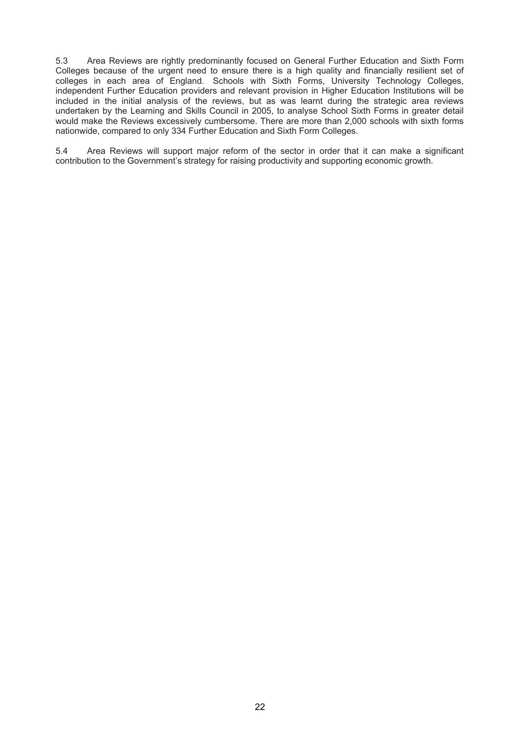5.3 Area Reviews are rightly predominantly focused on General Further Education and Sixth Form Colleges because of the urgent need to ensure there is a high quality and financially resilient set of colleges in each area of England. Schools with Sixth Forms, University Technology Colleges, independent Further Education providers and relevant provision in Higher Education Institutions will be included in the initial analysis of the reviews, but as was learnt during the strategic area reviews undertaken by the Learning and Skills Council in 2005, to analyse School Sixth Forms in greater detail would make the Reviews excessively cumbersome. There are more than 2,000 schools with sixth forms nationwide, compared to only 334 Further Education and Sixth Form Colleges.

5.4 Area Reviews will support major reform of the sector in order that it can make a significant contribution to the Government's strategy for raising productivity and supporting economic growth.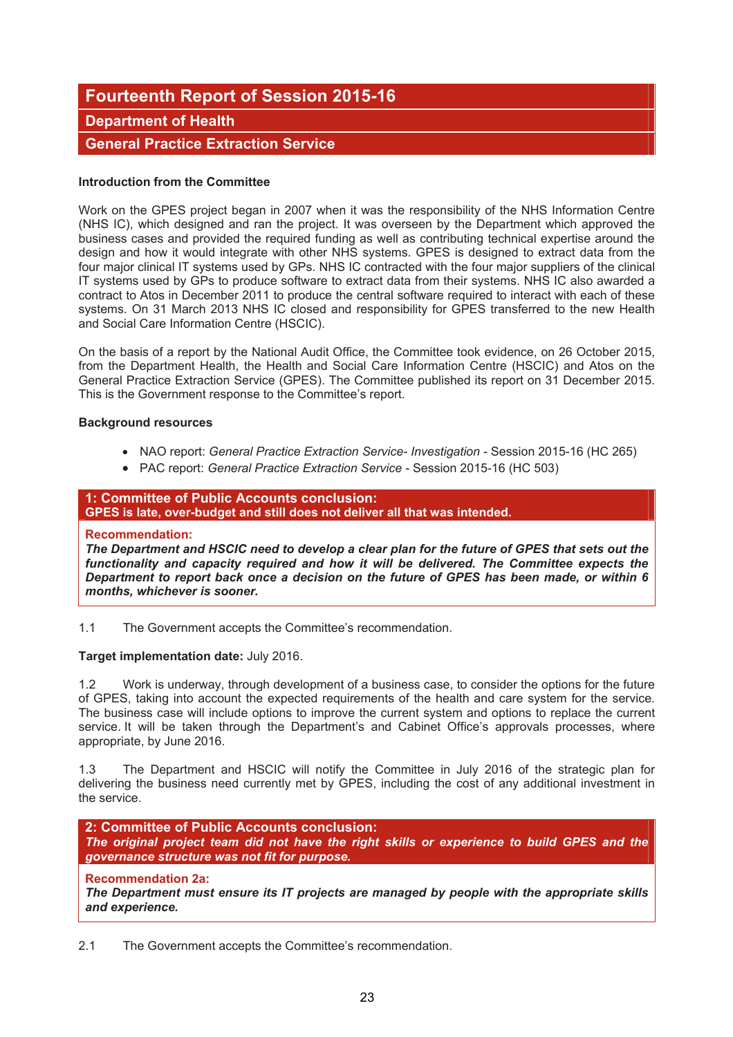# Fourteenth Report of Session 2015-16

## Department of Health

## General Practice Extraction Service

**Introduction from the Committee**

Work on the GPES project began in 2007 when it was the responsibility of the NHS Information Centre (NHS IC), which designed and ran the project. It was overseen by the Department which approved the business cases and provided the required funding as well as contributing technical expertise around the design and how it would integrate with other NHS systems. GPES is designed to extract data from the four major clinical IT systems used by GPs. NHS IC contracted with the four major suppliers of the clinical IT systems used by GPs to produce software to extract data from their systems. NHS IC also awarded a contract to Atos in December 2011 to produce the central software required to interact with each of these systems. On 31 March 2013 NHS IC closed and responsibility for GPES transferred to the new Health and Social Care Information Centre (HSCIC).

On the basis of a report by the National Audit Office, the Committee took evidence, on 26 October 2015, from the Department Health, the Health and Social Care Information Centre (HSCIC) and Atos on the General Practice Extraction Service (GPES). The Committee published its report on 31 December 2015. This is the Government response to the Committee's report.

**Background resources**

- NAO report: *General Practice Extraction Service- Investigation* - Session 2015-16 (HC 265)
- PAC report: *General Practice Extraction Service* - Session 2015-16 (HC 503)

**1: Committee of Public Accounts conclusion:**
**GPES is late, over-budget and still does not deliver all that was intended.**

**Recommendation:**
***The Department and HSCIC need to develop a clear plan for the future of GPES that sets out the functionality and capacity required and how it will be delivered. The Committee expects the Department to report back once a decision on the future of GPES has been made, or within 6 months, whichever is sooner.***

1.1 The Government accepts the Committee's recommendation.

**Target implementation date:** July 2016.

1.2 Work is underway, through development of a business case, to consider the options for the future of GPES, taking into account the expected requirements of the health and care system for the service. The business case will include options to improve the current system and options to replace the current service. It will be taken through the Department's and Cabinet Office's approvals processes, where appropriate, by June 2016.

1.3 The Department and HSCIC will notify the Committee in July 2016 of the strategic plan for delivering the business need currently met by GPES, including the cost of any additional investment in the service.

**2: Committee of Public Accounts conclusion:**
***The original project team did not have the right skills or experience to build GPES and the governance structure was not fit for purpose.***

**Recommendation 2a:**
***The Department must ensure its IT projects are managed by people with the appropriate skills and experience.***

2.1 The Government accepts the Committee's recommendation.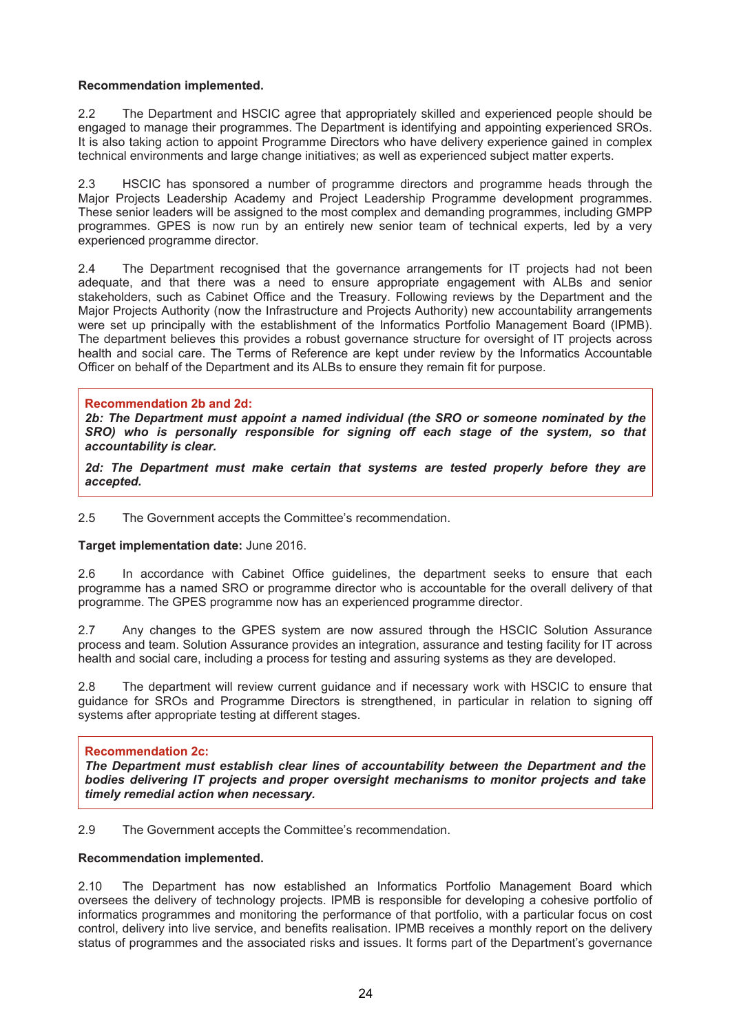**Recommendation implemented.**

2.2 The Department and HSCIC agree that appropriately skilled and experienced people should be engaged to manage their programmes. The Department is identifying and appointing experienced SROs. It is also taking action to appoint Programme Directors who have delivery experience gained in complex technical environments and large change initiatives; as well as experienced subject matter experts.

2.3 HSCIC has sponsored a number of programme directors and programme heads through the Major Projects Leadership Academy and Project Leadership Programme development programmes. These senior leaders will be assigned to the most complex and demanding programmes, including GMPP programmes. GPES is now run by an entirely new senior team of technical experts, led by a very experienced programme director.

2.4 The Department recognised that the governance arrangements for IT projects had not been adequate, and that there was a need to ensure appropriate engagement with ALBs and senior stakeholders, such as Cabinet Office and the Treasury. Following reviews by the Department and the Major Projects Authority (now the Infrastructure and Projects Authority) new accountability arrangements were set up principally with the establishment of the Informatics Portfolio Management Board (IPMB). The department believes this provides a robust governance structure for oversight of IT projects across health and social care. The Terms of Reference are kept under review by the Informatics Accountable Officer on behalf of the Department and its ALBs to ensure they remain fit for purpose.

**Recommendation 2b and 2d:**

***2b: The Department must appoint a named individual (the SRO or someone nominated by the SRO) who is personally responsible for signing off each stage of the system, so that accountability is clear.***

***2d: The Department must make certain that systems are tested properly before they are accepted.***

2.5 The Government accepts the Committee's recommendation.

**Target implementation date:** June 2016.

2.6 In accordance with Cabinet Office guidelines, the department seeks to ensure that each programme has a named SRO or programme director who is accountable for the overall delivery of that programme. The GPES programme now has an experienced programme director.

2.7 Any changes to the GPES system are now assured through the HSCIC Solution Assurance process and team. Solution Assurance provides an integration, assurance and testing facility for IT across health and social care, including a process for testing and assuring systems as they are developed.

2.8 The department will review current guidance and if necessary work with HSCIC to ensure that guidance for SROs and Programme Directors is strengthened, in particular in relation to signing off systems after appropriate testing at different stages.

**Recommendation 2c:**

***The Department must establish clear lines of accountability between the Department and the bodies delivering IT projects and proper oversight mechanisms to monitor projects and take timely remedial action when necessary.***

2.9 The Government accepts the Committee's recommendation.

**Recommendation implemented.**

2.10 The Department has now established an Informatics Portfolio Management Board which oversees the delivery of technology projects. IPMB is responsible for developing a cohesive portfolio of informatics programmes and monitoring the performance of that portfolio, with a particular focus on cost control, delivery into live service, and benefits realisation. IPMB receives a monthly report on the delivery status of programmes and the associated risks and issues. It forms part of the Department's governance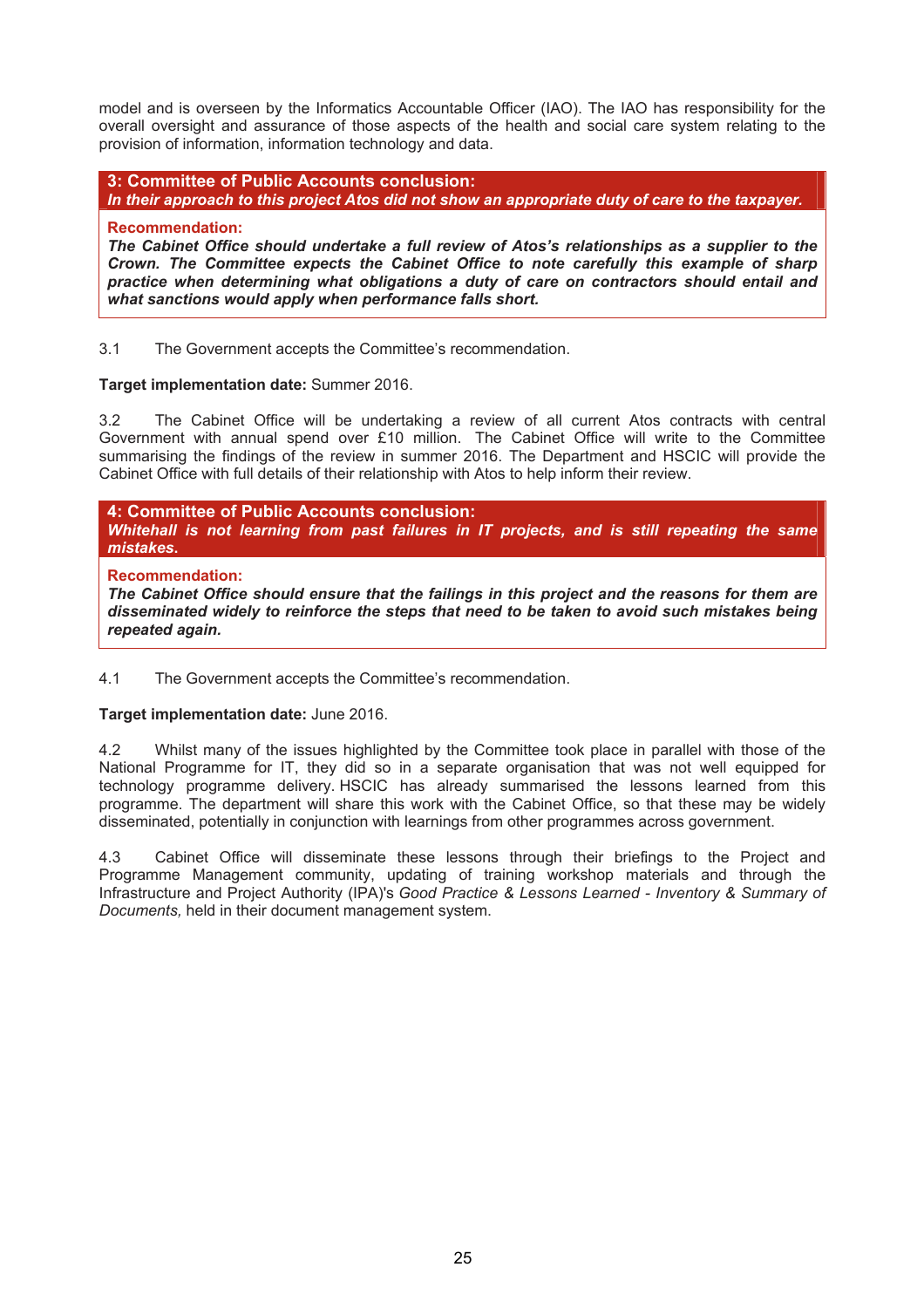model and is overseen by the Informatics Accountable Officer (IAO). The IAO has responsibility for the overall oversight and assurance of those aspects of the health and social care system relating to the provision of information, information technology and data.

**3: Committee of Public Accounts conclusion:**
***In their approach to this project Atos did not show an appropriate duty of care to the taxpayer.***

**Recommendation:**
***The Cabinet Office should undertake a full review of Atos's relationships as a supplier to the Crown. The Committee expects the Cabinet Office to note carefully this example of sharp practice when determining what obligations a duty of care on contractors should entail and what sanctions would apply when performance falls short.***

3.1 The Government accepts the Committee's recommendation.

**Target implementation date:** Summer 2016.

3.2 The Cabinet Office will be undertaking a review of all current Atos contracts with central Government with annual spend over £10 million. The Cabinet Office will write to the Committee summarising the findings of the review in summer 2016. The Department and HSCIC will provide the Cabinet Office with full details of their relationship with Atos to help inform their review.

**4: Committee of Public Accounts conclusion:**
***Whitehall is not learning from past failures in IT projects, and is still repeating the same mistakes.***

**Recommendation:**
***The Cabinet Office should ensure that the failings in this project and the reasons for them are disseminated widely to reinforce the steps that need to be taken to avoid such mistakes being repeated again.***

4.1 The Government accepts the Committee's recommendation.

**Target implementation date:** June 2016.

4.2 Whilst many of the issues highlighted by the Committee took place in parallel with those of the National Programme for IT, they did so in a separate organisation that was not well equipped for technology programme delivery. HSCIC has already summarised the lessons learned from this programme. The department will share this work with the Cabinet Office, so that these may be widely disseminated, potentially in conjunction with learnings from other programmes across government.

4.3 Cabinet Office will disseminate these lessons through their briefings to the Project and Programme Management community, updating of training workshop materials and through the Infrastructure and Project Authority (IPA)'s *Good Practice & Lessons Learned - Inventory & Summary of Documents,* held in their document management system.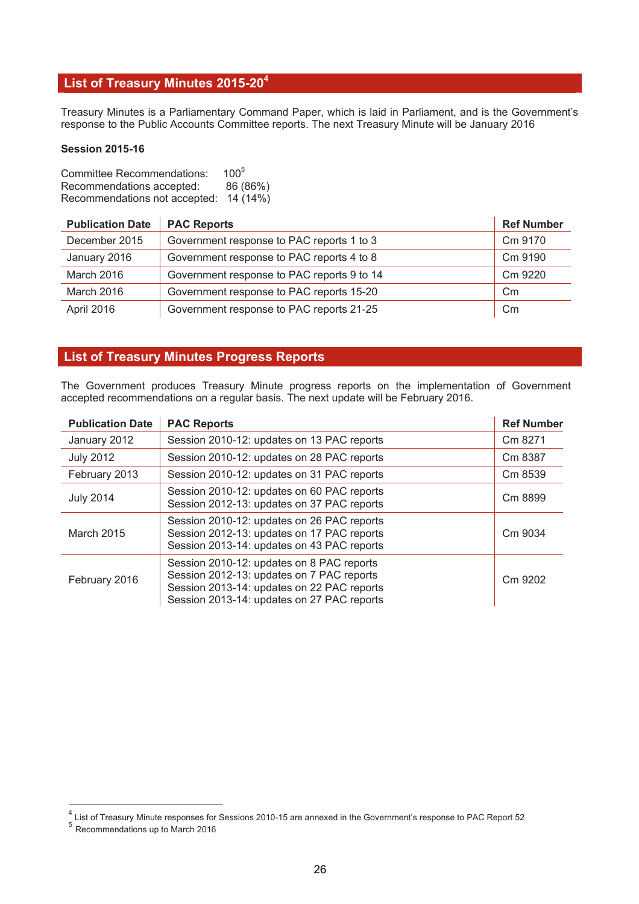## List of Treasury Minutes 2015-20[4]

Treasury Minutes is a Parliamentary Command Paper, which is laid in Parliament, and is the Government's response to the Public Accounts Committee reports. The next Treasury Minute will be January 2016

**Session 2015-16**

Committee Recommendations: 100[5]
Recommendations accepted: 86 (86%)
Recommendations not accepted: 14 (14%)

| Publication Date | PAC Reports | Ref Number |
|---|---|---|
| December 2015 | Government response to PAC reports 1 to 3 | Cm 9170 |
| January 2016 | Government response to PAC reports 4 to 8 | Cm 9190 |
| March 2016 | Government response to PAC reports 9 to 14 | Cm 9220 |
| March 2016 | Government response to PAC reports 15-20 | Cm |
| April 2016 | Government response to PAC reports 21-25 | Cm |

## List of Treasury Minutes Progress Reports

The Government produces Treasury Minute progress reports on the implementation of Government accepted recommendations on a regular basis. The next update will be February 2016.

| Publication Date | PAC Reports | Ref Number |
|---|---|---|
| January 2012 | Session 2010-12: updates on 13 PAC reports | Cm 8271 |
| July 2012 | Session 2010-12: updates on 28 PAC reports | Cm 8387 |
| February 2013 | Session 2010-12: updates on 31 PAC reports | Cm 8539 |
| July 2014 | Session 2010-12: updates on 60 PAC reports<br>Session 2012-13: updates on 37 PAC reports | Cm 8899 |
| March 2015 | Session 2010-12: updates on 26 PAC reports<br>Session 2012-13: updates on 17 PAC reports<br>Session 2013-14: updates on 43 PAC reports | Cm 9034 |
| February 2016 | Session 2010-12: updates on 8 PAC reports<br>Session 2012-13: updates on 7 PAC reports<br>Session 2013-14: updates on 22 PAC reports<br>Session 2013-14: updates on 27 PAC reports | Cm 9202 |

[4] List of Treasury Minute responses for Sessions 2010-15 are annexed in the Government's response to PAC Report 52

[5] Recommendations up to March 2016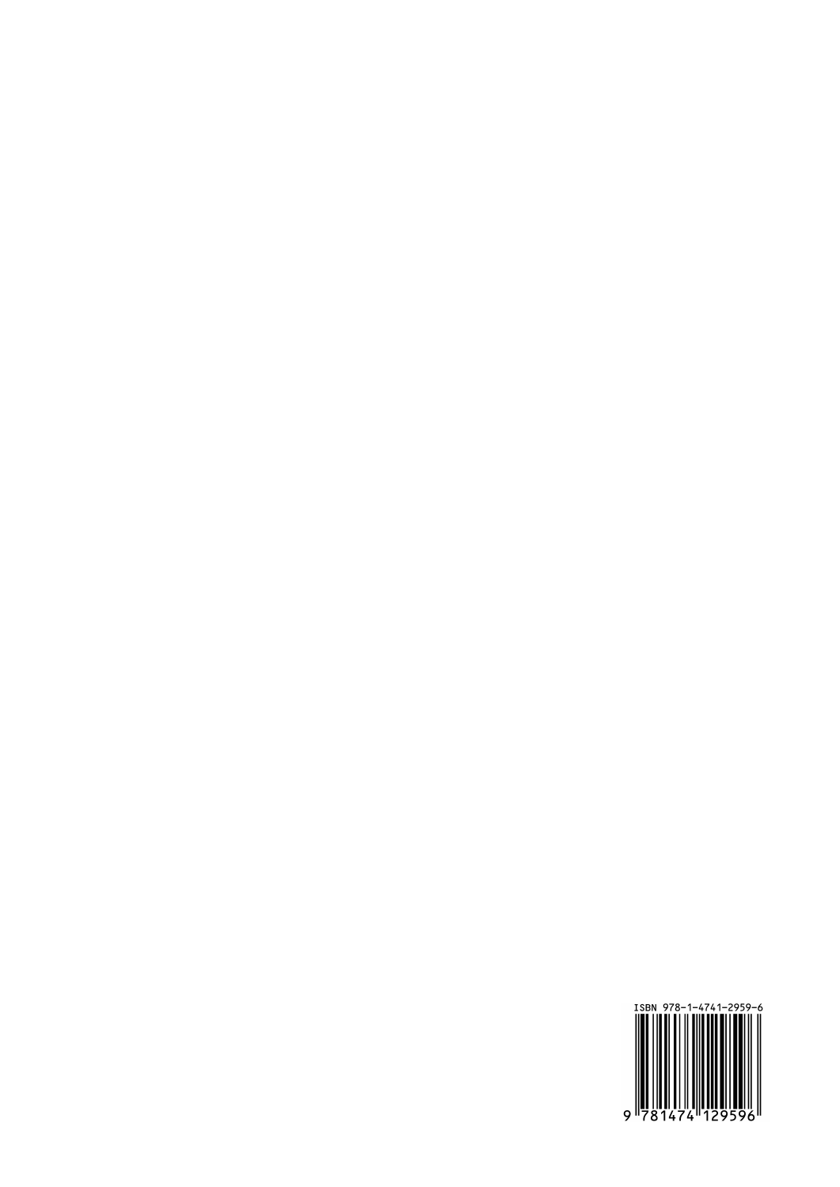ISBN 978-1-4741-2959-6

9 781474 129596